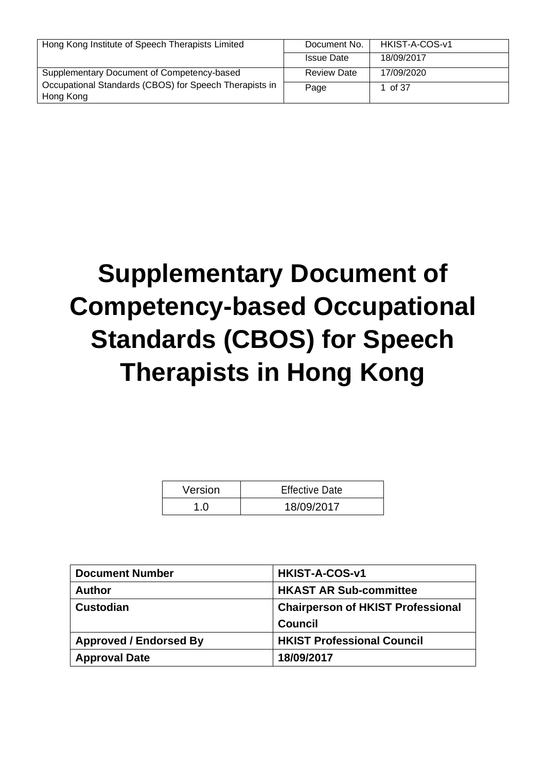# Supplementary Document of Competency-based Occupational Standards (CBOS) for Speech Therapists in Hong Kong

| Version | Effective Date |
| --- | --- |
| 1.0 | 18/09/2017 |

| **Document Number** | **HKIST-A-COS-v1** |
| --- | --- |
| **Author** | **HKAST AR Sub-committee** |
| **Custodian** | **Chairperson of HKIST Professional Council** |
| **Approved / Endorsed By** | **HKIST Professional Council** |
| **Approval Date** | **18/09/2017** |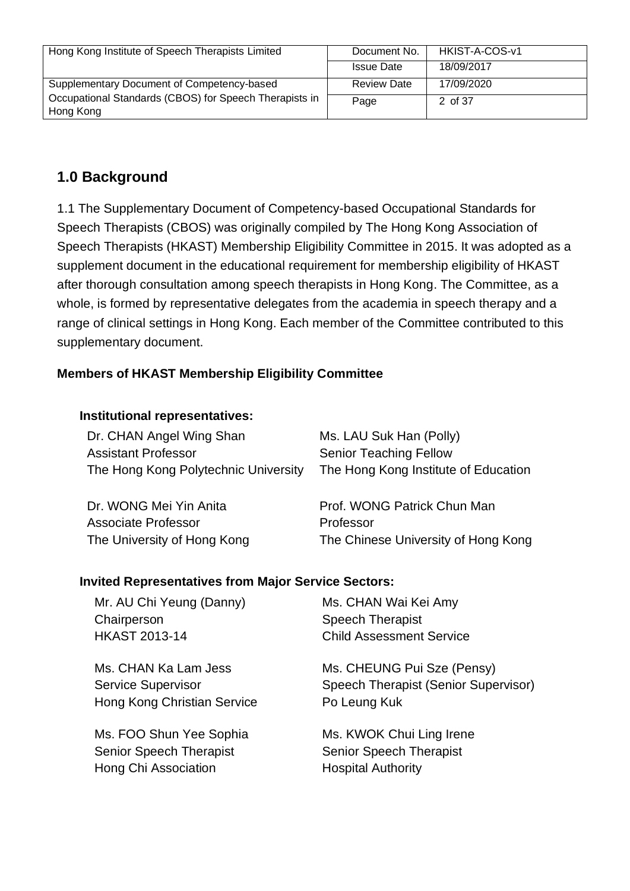## 1.0 Background

1.1 The Supplementary Document of Competency-based Occupational Standards for Speech Therapists (CBOS) was originally compiled by The Hong Kong Association of Speech Therapists (HKAST) Membership Eligibility Committee in 2015. It was adopted as a supplement document in the educational requirement for membership eligibility of HKAST after thorough consultation among speech therapists in Hong Kong. The Committee, as a whole, is formed by representative delegates from the academia in speech therapy and a range of clinical settings in Hong Kong. Each member of the Committee contributed to this supplementary document.

**Members of HKAST Membership Eligibility Committee**

**Institutional representatives:**

Dr. CHAN Angel Wing Shan
Assistant Professor
The Hong Kong Polytechnic University

Ms. LAU Suk Han (Polly)
Senior Teaching Fellow
The Hong Kong Institute of Education

Dr. WONG Mei Yin Anita
Associate Professor
The University of Hong Kong

Prof. WONG Patrick Chun Man
Professor
The Chinese University of Hong Kong

**Invited Representatives from Major Service Sectors:**

Mr. AU Chi Yeung (Danny)
Chairperson
HKAST 2013-14

Ms. CHAN Wai Kei Amy
Speech Therapist
Child Assessment Service

Ms. CHAN Ka Lam Jess
Service Supervisor
Hong Kong Christian Service

Ms. CHEUNG Pui Sze (Pensy)
Speech Therapist (Senior Supervisor)
Po Leung Kuk

Ms. FOO Shun Yee Sophia
Senior Speech Therapist
Hong Chi Association

Ms. KWOK Chui Ling Irene
Senior Speech Therapist
Hospital Authority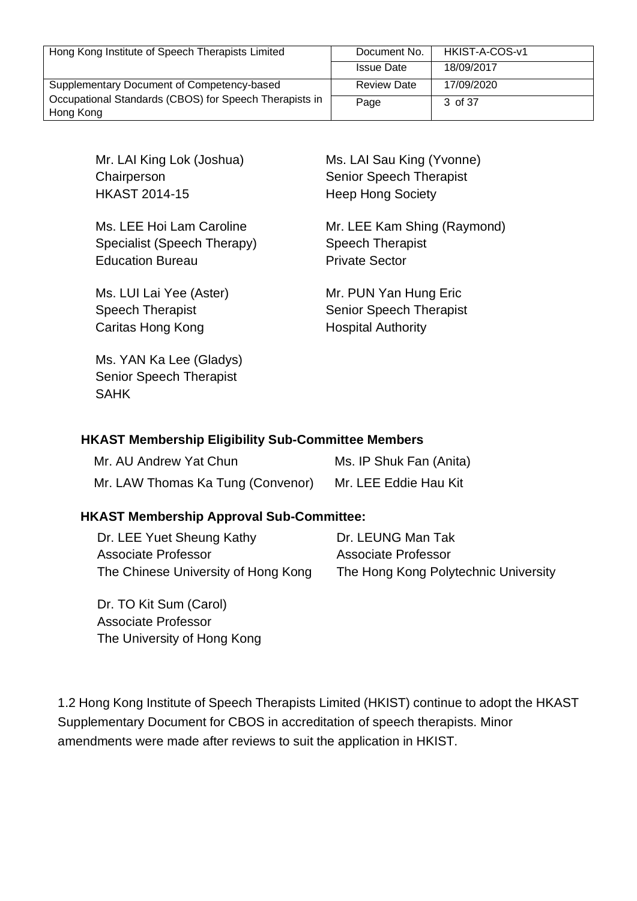Mr. LAI King Lok (Joshua)
Chairperson
HKAST 2014-15

Ms. LAI Sau King (Yvonne)
Senior Speech Therapist
Heep Hong Society

Ms. LEE Hoi Lam Caroline
Specialist (Speech Therapy)
Education Bureau

Mr. LEE Kam Shing (Raymond)
Speech Therapist
Private Sector

Ms. LUI Lai Yee (Aster)
Speech Therapist
Caritas Hong Kong

Mr. PUN Yan Hung Eric
Senior Speech Therapist
Hospital Authority

Ms. YAN Ka Lee (Gladys)
Senior Speech Therapist
SAHK

**HKAST Membership Eligibility Sub-Committee Members**

Mr. AU Andrew Yat Chun

Ms. IP Shuk Fan (Anita)

Mr. LAW Thomas Ka Tung (Convenor)

Mr. LEE Eddie Hau Kit

**HKAST Membership Approval Sub-Committee:**

Dr. LEE Yuet Sheung Kathy
Associate Professor
The Chinese University of Hong Kong

Dr. LEUNG Man Tak
Associate Professor
The Hong Kong Polytechnic University

Dr. TO Kit Sum (Carol)
Associate Professor
The University of Hong Kong

1.2 Hong Kong Institute of Speech Therapists Limited (HKIST) continue to adopt the HKAST Supplementary Document for CBOS in accreditation of speech therapists. Minor amendments were made after reviews to suit the application in HKIST.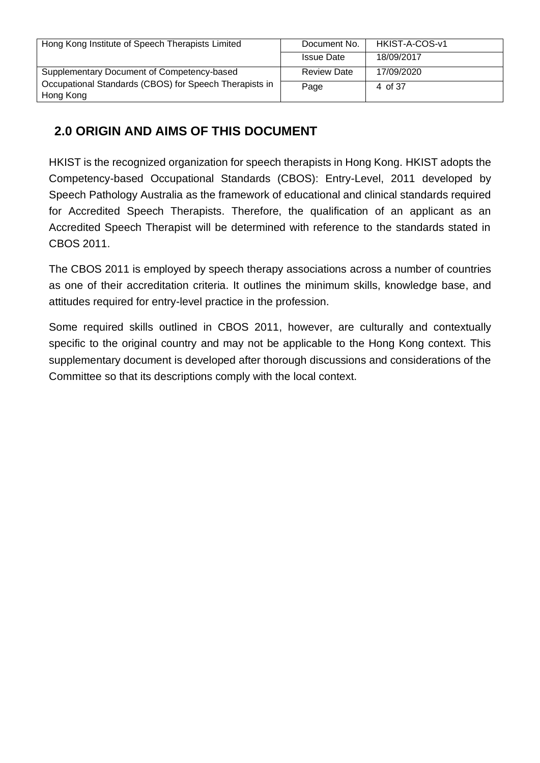## 2.0 ORIGIN AND AIMS OF THIS DOCUMENT

HKIST is the recognized organization for speech therapists in Hong Kong. HKIST adopts the Competency-based Occupational Standards (CBOS): Entry-Level, 2011 developed by Speech Pathology Australia as the framework of educational and clinical standards required for Accredited Speech Therapists. Therefore, the qualification of an applicant as an Accredited Speech Therapist will be determined with reference to the standards stated in CBOS 2011.

The CBOS 2011 is employed by speech therapy associations across a number of countries as one of their accreditation criteria. It outlines the minimum skills, knowledge base, and attitudes required for entry-level practice in the profession.

Some required skills outlined in CBOS 2011, however, are culturally and contextually specific to the original country and may not be applicable to the Hong Kong context. This supplementary document is developed after thorough discussions and considerations of the Committee so that its descriptions comply with the local context.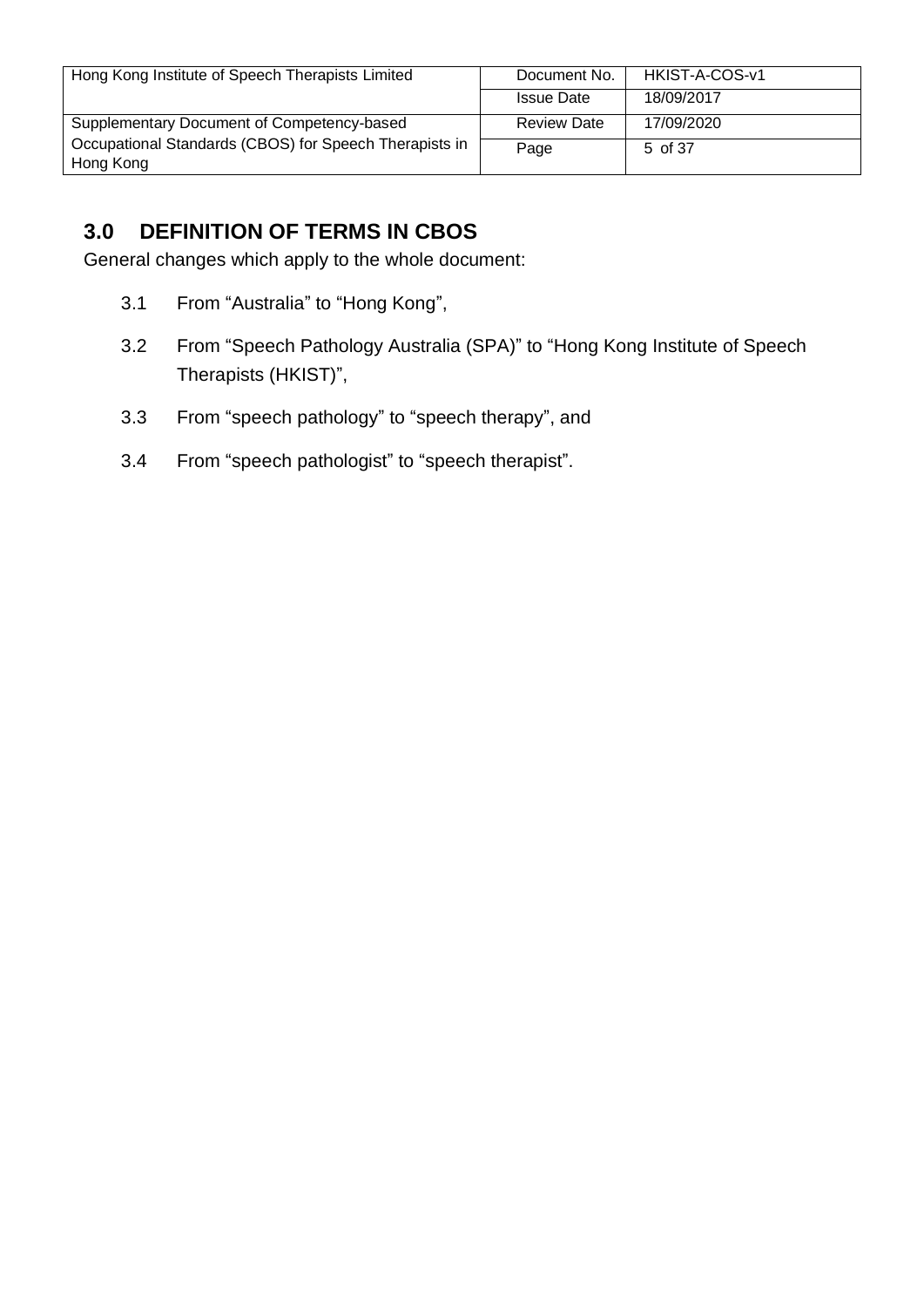## 3.0 DEFINITION OF TERMS IN CBOS

General changes which apply to the whole document:

3.1 From “Australia” to “Hong Kong”,

3.2 From “Speech Pathology Australia (SPA)” to “Hong Kong Institute of Speech Therapists (HKIST)”,

3.3 From “speech pathology” to “speech therapy”, and

3.4 From “speech pathologist” to “speech therapist”.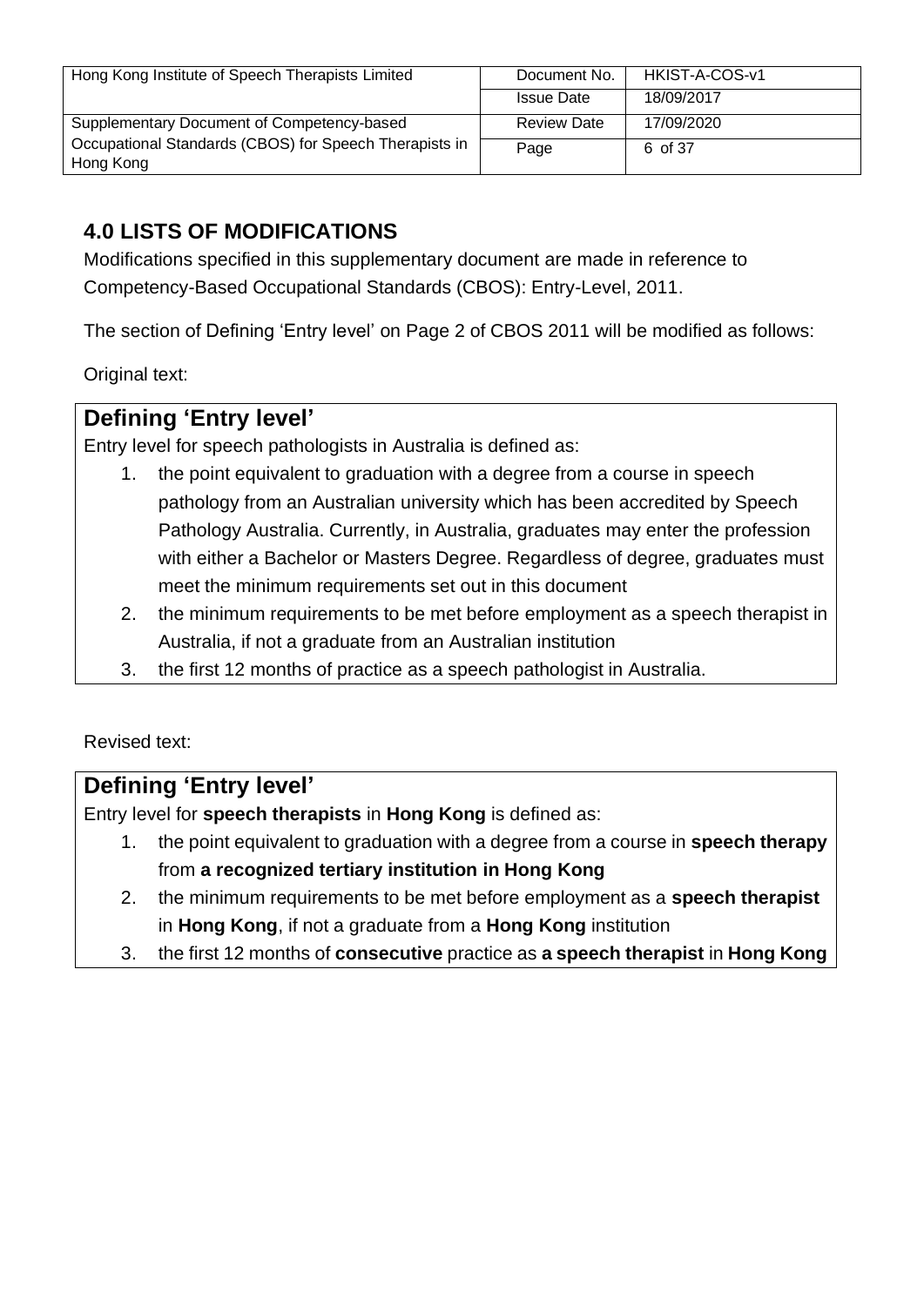## 4.0 LISTS OF MODIFICATIONS

Modifications specified in this supplementary document are made in reference to Competency-Based Occupational Standards (CBOS): Entry-Level, 2011.

The section of Defining 'Entry level' on Page 2 of CBOS 2011 will be modified as follows:

Original text:

> **Defining 'Entry level'**
>
> Entry level for speech pathologists in Australia is defined as:
>
> 1. the point equivalent to graduation with a degree from a course in speech pathology from an Australian university which has been accredited by Speech Pathology Australia. Currently, in Australia, graduates may enter the profession with either a Bachelor or Masters Degree. Regardless of degree, graduates must meet the minimum requirements set out in this document
> 2. the minimum requirements to be met before employment as a speech therapist in Australia, if not a graduate from an Australian institution
> 3. the first 12 months of practice as a speech pathologist in Australia.

Revised text:

> **Defining 'Entry level'**
>
> Entry level for **speech therapists** in **Hong Kong** is defined as:
>
> 1. the point equivalent to graduation with a degree from a course in **speech therapy** from **a recognized tertiary institution in Hong Kong**
> 2. the minimum requirements to be met before employment as a **speech therapist** in **Hong Kong**, if not a graduate from a **Hong Kong** institution
> 3. the first 12 months of **consecutive** practice as **a speech therapist** in **Hong Kong**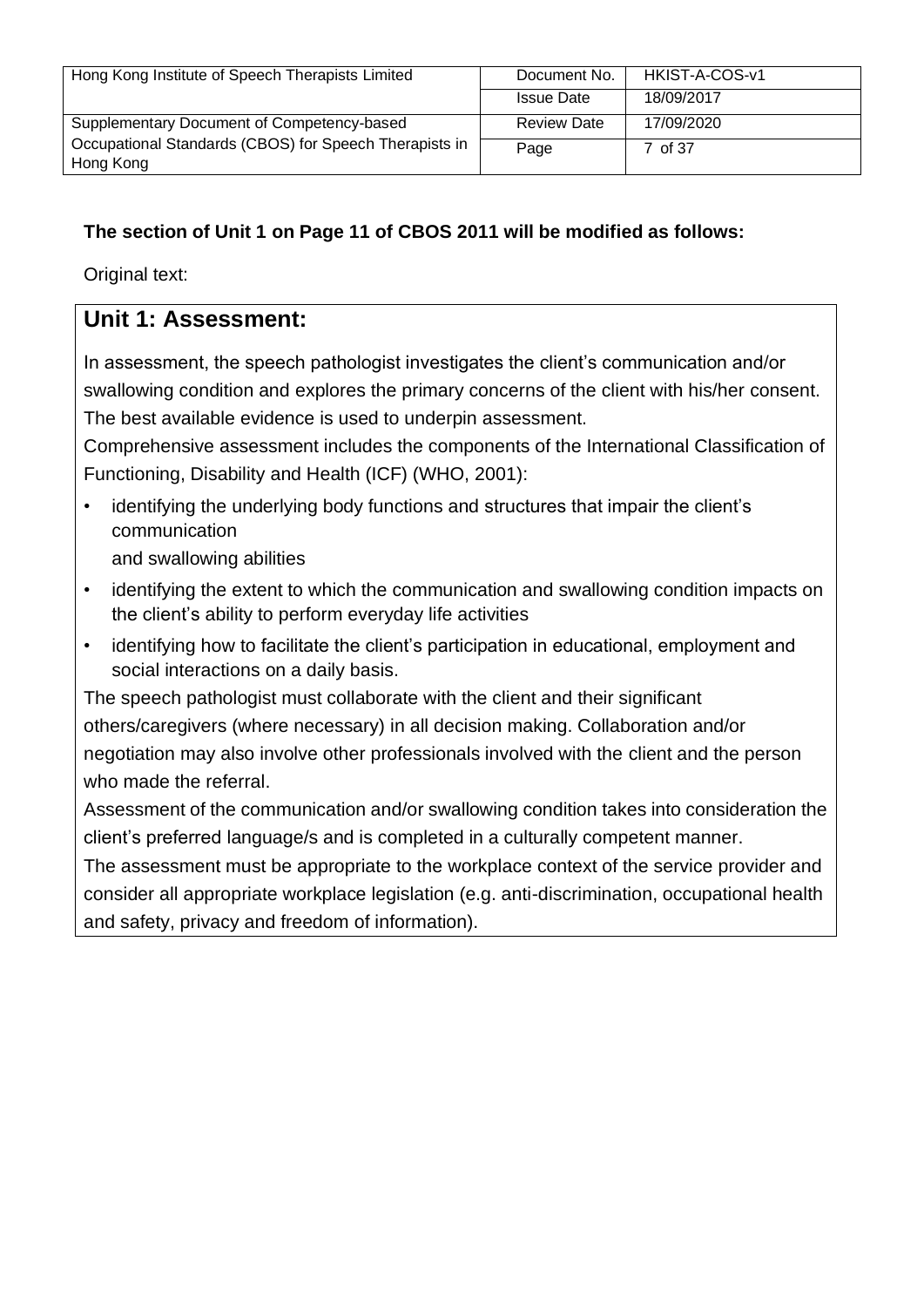**The section of Unit 1 on Page 11 of CBOS 2011 will be modified as follows:**

Original text:

## Unit 1: Assessment:

In assessment, the speech pathologist investigates the client's communication and/or swallowing condition and explores the primary concerns of the client with his/her consent. The best available evidence is used to underpin assessment.

Comprehensive assessment includes the components of the International Classification of Functioning, Disability and Health (ICF) (WHO, 2001):

- identifying the underlying body functions and structures that impair the client's communication
  and swallowing abilities
- identifying the extent to which the communication and swallowing condition impacts on the client's ability to perform everyday life activities
- identifying how to facilitate the client's participation in educational, employment and social interactions on a daily basis.

The speech pathologist must collaborate with the client and their significant others/caregivers (where necessary) in all decision making. Collaboration and/or negotiation may also involve other professionals involved with the client and the person who made the referral.

Assessment of the communication and/or swallowing condition takes into consideration the client's preferred language/s and is completed in a culturally competent manner.

The assessment must be appropriate to the workplace context of the service provider and consider all appropriate workplace legislation (e.g. anti-discrimination, occupational health and safety, privacy and freedom of information).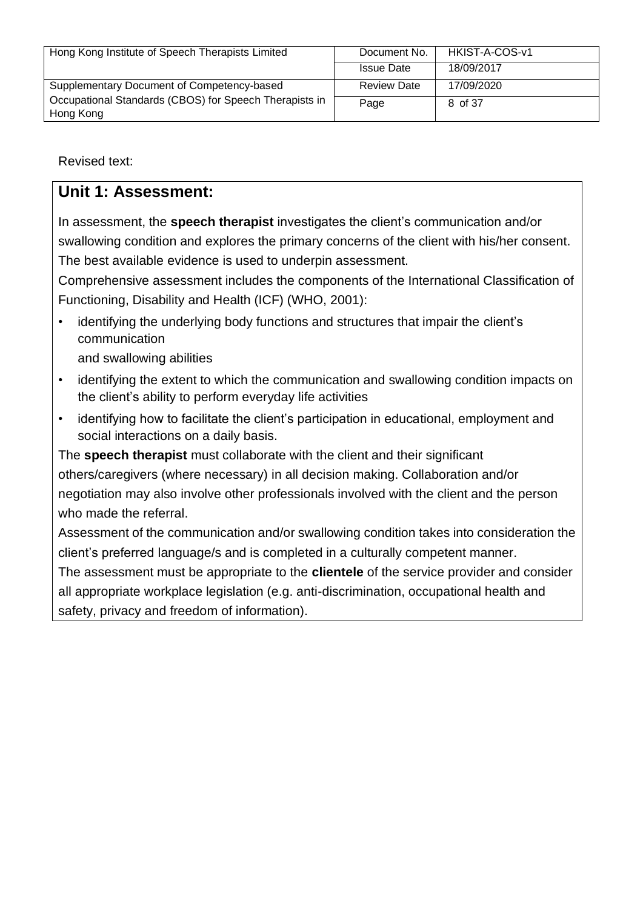Revised text:

## Unit 1: Assessment:

In assessment, the **speech therapist** investigates the client's communication and/or swallowing condition and explores the primary concerns of the client with his/her consent. The best available evidence is used to underpin assessment.

Comprehensive assessment includes the components of the International Classification of Functioning, Disability and Health (ICF) (WHO, 2001):

- identifying the underlying body functions and structures that impair the client's communication and swallowing abilities
- identifying the extent to which the communication and swallowing condition impacts on the client's ability to perform everyday life activities
- identifying how to facilitate the client's participation in educational, employment and social interactions on a daily basis.

The **speech therapist** must collaborate with the client and their significant others/caregivers (where necessary) in all decision making. Collaboration and/or negotiation may also involve other professionals involved with the client and the person who made the referral.

Assessment of the communication and/or swallowing condition takes into consideration the client's preferred language/s and is completed in a culturally competent manner.

The assessment must be appropriate to the **clientele** of the service provider and consider all appropriate workplace legislation (e.g. anti-discrimination, occupational health and safety, privacy and freedom of information).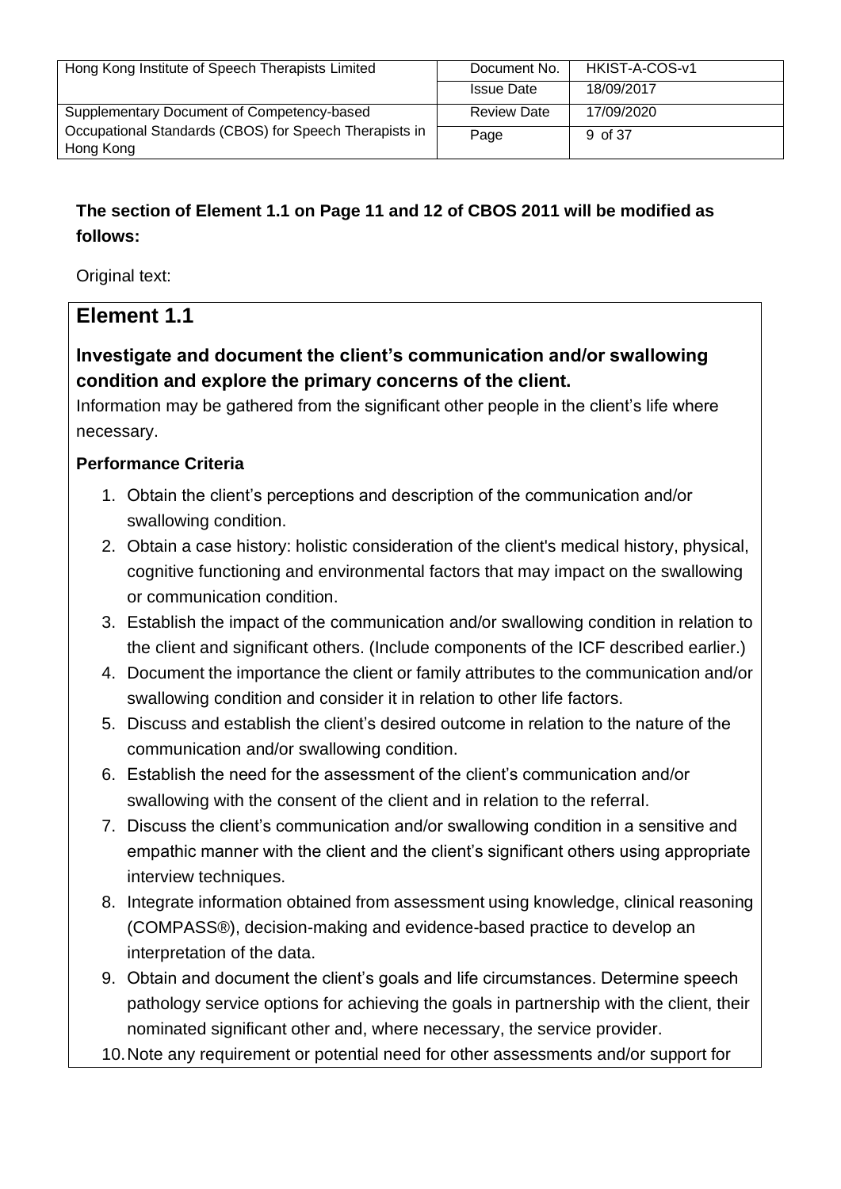**The section of Element 1.1 on Page 11 and 12 of CBOS 2011 will be modified as follows:**

Original text:

## Element 1.1

### Investigate and document the client's communication and/or swallowing condition and explore the primary concerns of the client.

Information may be gathered from the significant other people in the client's life where necessary.

**Performance Criteria**

1. Obtain the client's perceptions and description of the communication and/or swallowing condition.
2. Obtain a case history: holistic consideration of the client's medical history, physical, cognitive functioning and environmental factors that may impact on the swallowing or communication condition.
3. Establish the impact of the communication and/or swallowing condition in relation to the client and significant others. (Include components of the ICF described earlier.)
4. Document the importance the client or family attributes to the communication and/or swallowing condition and consider it in relation to other life factors.
5. Discuss and establish the client's desired outcome in relation to the nature of the communication and/or swallowing condition.
6. Establish the need for the assessment of the client's communication and/or swallowing with the consent of the client and in relation to the referral.
7. Discuss the client's communication and/or swallowing condition in a sensitive and empathic manner with the client and the client's significant others using appropriate interview techniques.
8. Integrate information obtained from assessment using knowledge, clinical reasoning (COMPASS®), decision-making and evidence-based practice to develop an interpretation of the data.
9. Obtain and document the client's goals and life circumstances. Determine speech pathology service options for achieving the goals in partnership with the client, their nominated significant other and, where necessary, the service provider.
10. Note any requirement or potential need for other assessments and/or support for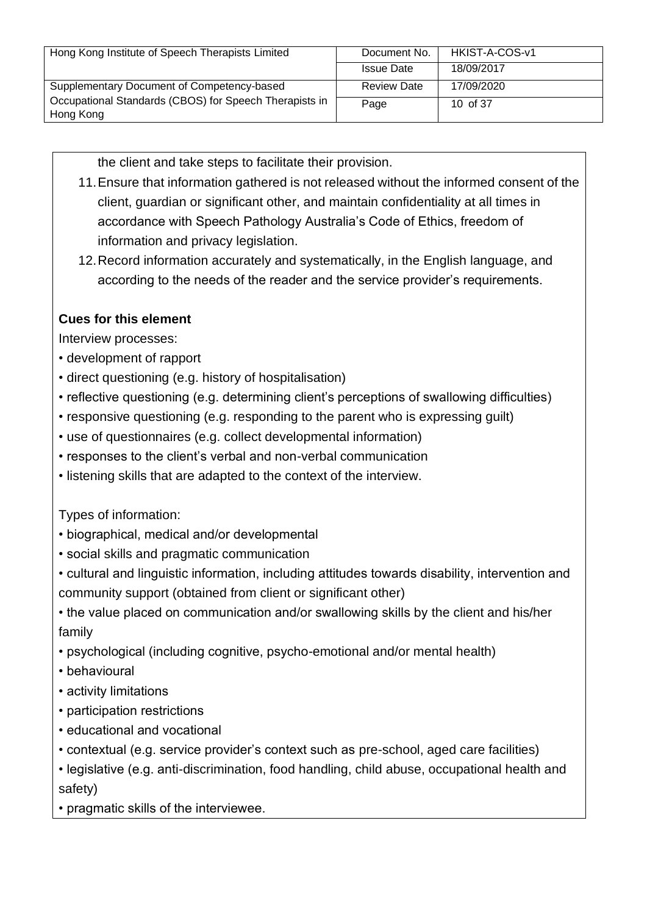the client and take steps to facilitate their provision.

11. Ensure that information gathered is not released without the informed consent of the client, guardian or significant other, and maintain confidentiality at all times in accordance with Speech Pathology Australia's Code of Ethics, freedom of information and privacy legislation.
12. Record information accurately and systematically, in the English language, and according to the needs of the reader and the service provider's requirements.

**Cues for this element**

Interview processes:

- development of rapport
- direct questioning (e.g. history of hospitalisation)
- reflective questioning (e.g. determining client's perceptions of swallowing difficulties)
- responsive questioning (e.g. responding to the parent who is expressing guilt)
- use of questionnaires (e.g. collect developmental information)
- responses to the client's verbal and non-verbal communication
- listening skills that are adapted to the context of the interview.

Types of information:

- biographical, medical and/or developmental
- social skills and pragmatic communication
- cultural and linguistic information, including attitudes towards disability, intervention and community support (obtained from client or significant other)
- the value placed on communication and/or swallowing skills by the client and his/her family
- psychological (including cognitive, psycho-emotional and/or mental health)
- behavioural
- activity limitations
- participation restrictions
- educational and vocational
- contextual (e.g. service provider's context such as pre-school, aged care facilities)
- legislative (e.g. anti-discrimination, food handling, child abuse, occupational health and safety)
- pragmatic skills of the interviewee.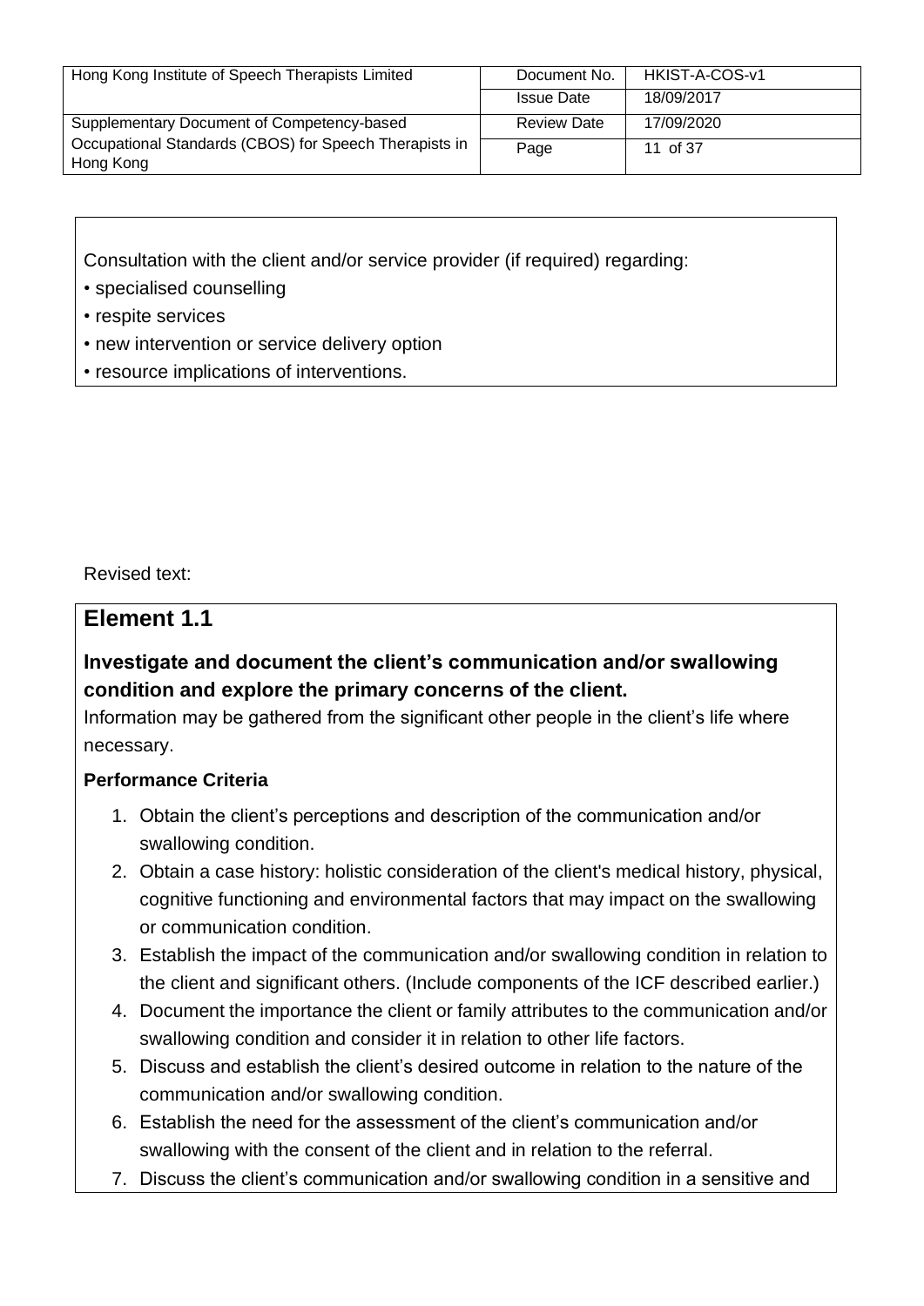Consultation with the client and/or service provider (if required) regarding:

- specialised counselling
- respite services
- new intervention or service delivery option
- resource implications of interventions.

Revised text:

## Element 1.1

### Investigate and document the client's communication and/or swallowing condition and explore the primary concerns of the client.

Information may be gathered from the significant other people in the client's life where necessary.

**Performance Criteria**

1. Obtain the client's perceptions and description of the communication and/or swallowing condition.
2. Obtain a case history: holistic consideration of the client's medical history, physical, cognitive functioning and environmental factors that may impact on the swallowing or communication condition.
3. Establish the impact of the communication and/or swallowing condition in relation to the client and significant others. (Include components of the ICF described earlier.)
4. Document the importance the client or family attributes to the communication and/or swallowing condition and consider it in relation to other life factors.
5. Discuss and establish the client's desired outcome in relation to the nature of the communication and/or swallowing condition.
6. Establish the need for the assessment of the client's communication and/or swallowing with the consent of the client and in relation to the referral.
7. Discuss the client's communication and/or swallowing condition in a sensitive and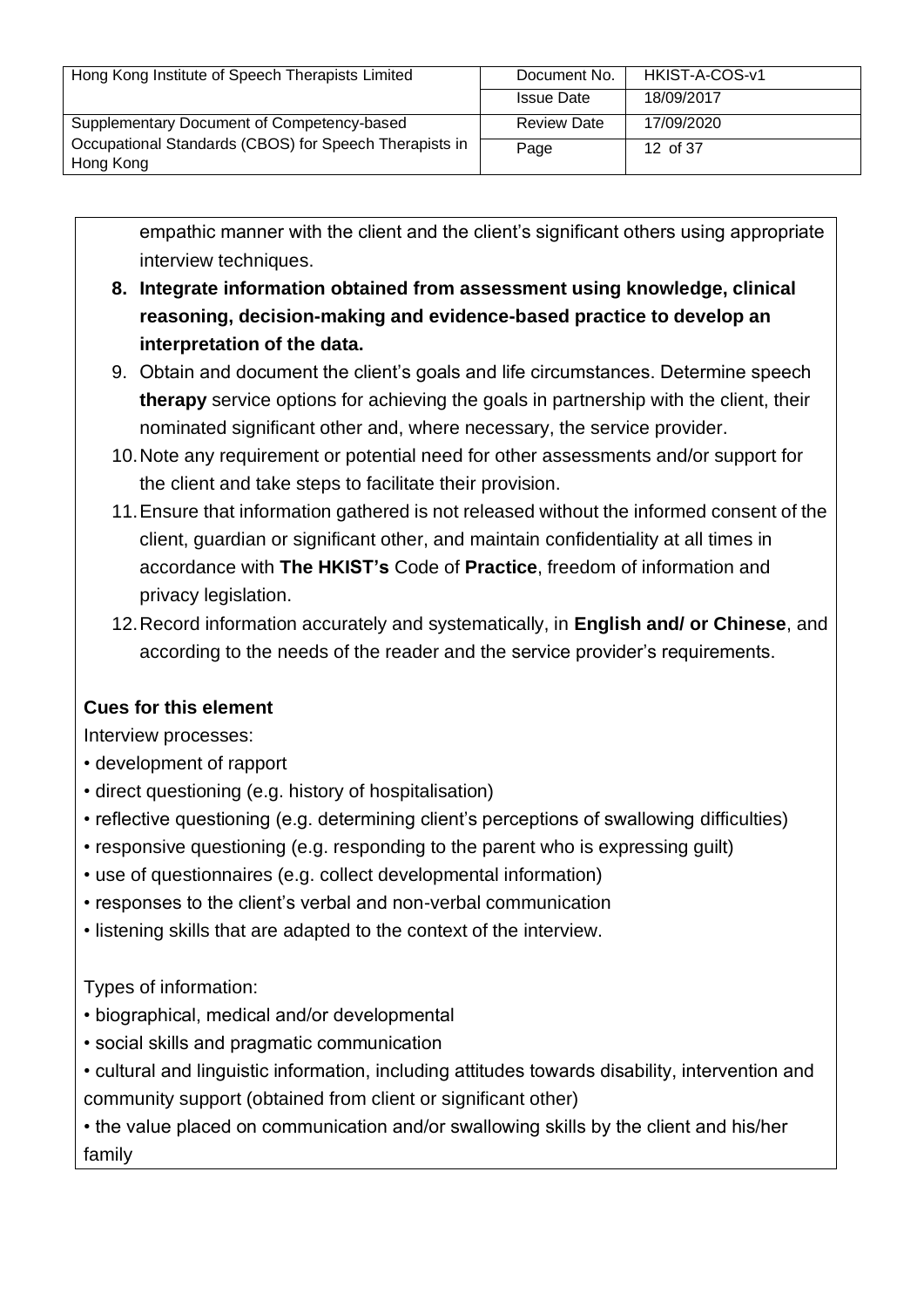empathic manner with the client and the client's significant others using appropriate interview techniques.

8. **Integrate information obtained from assessment using knowledge, clinical reasoning, decision-making and evidence-based practice to develop an interpretation of the data.**
9. Obtain and document the client's goals and life circumstances. Determine speech **therapy** service options for achieving the goals in partnership with the client, their nominated significant other and, where necessary, the service provider.
10. Note any requirement or potential need for other assessments and/or support for the client and take steps to facilitate their provision.
11. Ensure that information gathered is not released without the informed consent of the client, guardian or significant other, and maintain confidentiality at all times in accordance with **The HKIST's** Code of **Practice**, freedom of information and privacy legislation.
12. Record information accurately and systematically, in **English and/ or Chinese**, and according to the needs of the reader and the service provider's requirements.

**Cues for this element**

Interview processes:

- development of rapport
- direct questioning (e.g. history of hospitalisation)
- reflective questioning (e.g. determining client's perceptions of swallowing difficulties)
- responsive questioning (e.g. responding to the parent who is expressing guilt)
- use of questionnaires (e.g. collect developmental information)
- responses to the client's verbal and non-verbal communication
- listening skills that are adapted to the context of the interview.

Types of information:

- biographical, medical and/or developmental
- social skills and pragmatic communication
- cultural and linguistic information, including attitudes towards disability, intervention and community support (obtained from client or significant other)
- the value placed on communication and/or swallowing skills by the client and his/her family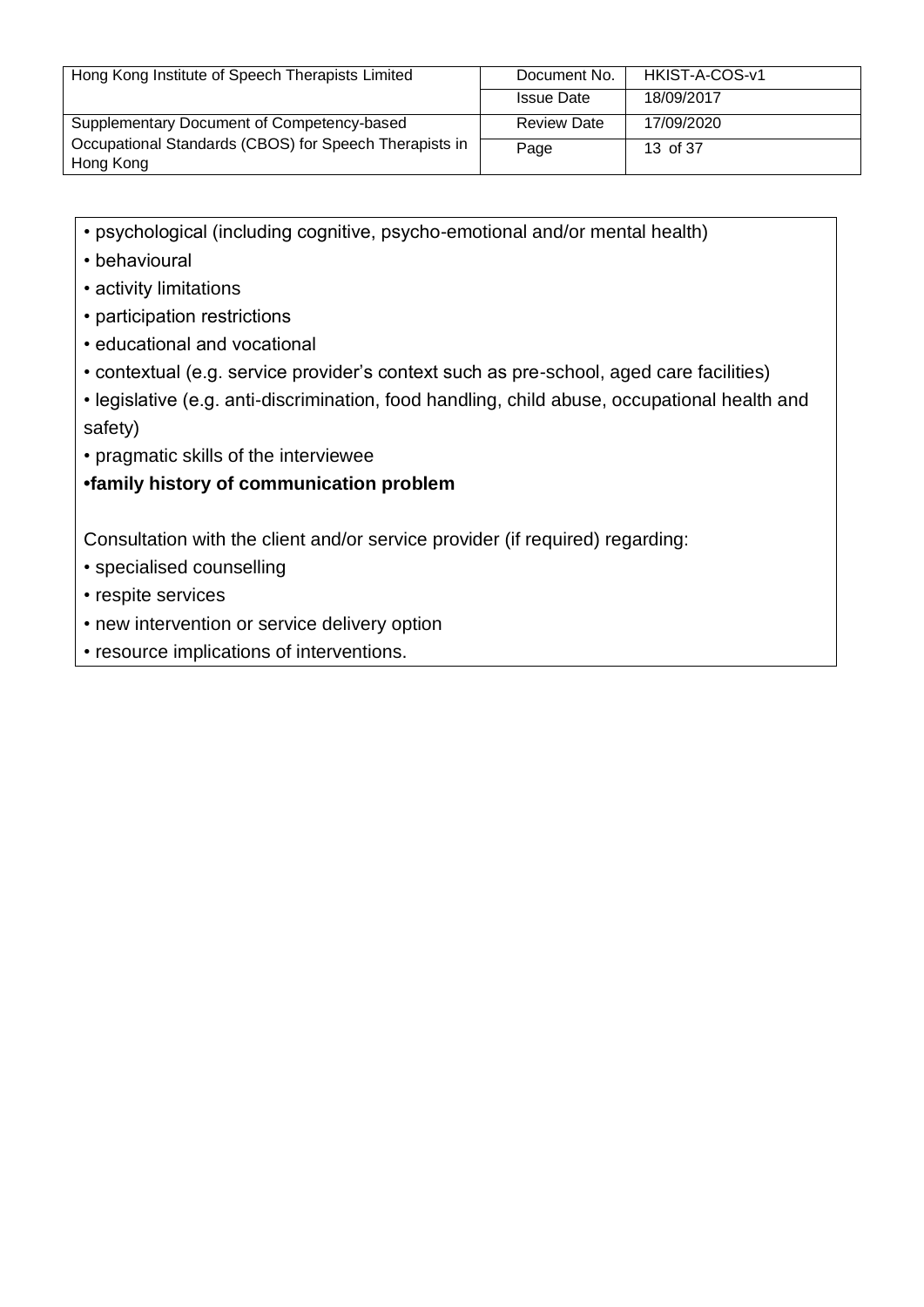- psychological (including cognitive, psycho-emotional and/or mental health)
- behavioural
- activity limitations
- participation restrictions
- educational and vocational
- contextual (e.g. service provider's context such as pre-school, aged care facilities)
- legislative (e.g. anti-discrimination, food handling, child abuse, occupational health and safety)
- pragmatic skills of the interviewee
- **family history of communication problem**

Consultation with the client and/or service provider (if required) regarding:

- specialised counselling
- respite services
- new intervention or service delivery option
- resource implications of interventions.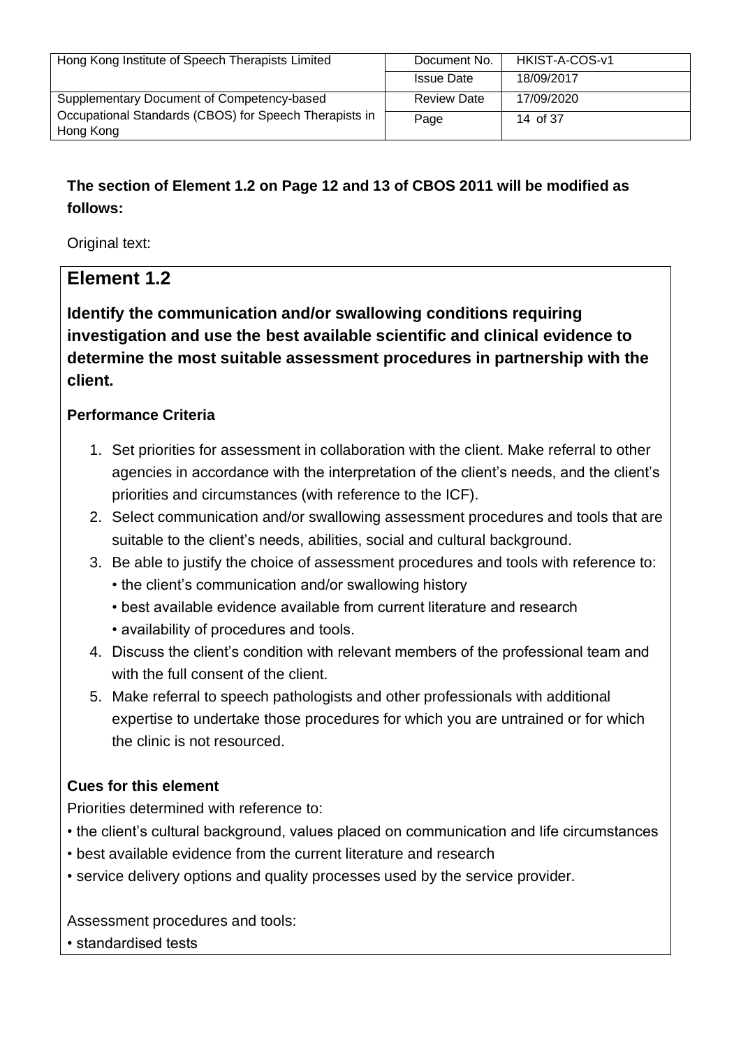**The section of Element 1.2 on Page 12 and 13 of CBOS 2011 will be modified as follows:**

Original text:

## Element 1.2

**Identify the communication and/or swallowing conditions requiring investigation and use the best available scientific and clinical evidence to determine the most suitable assessment procedures in partnership with the client.**

**Performance Criteria**

1. Set priorities for assessment in collaboration with the client. Make referral to other agencies in accordance with the interpretation of the client's needs, and the client's priorities and circumstances (with reference to the ICF).
2. Select communication and/or swallowing assessment procedures and tools that are suitable to the client's needs, abilities, social and cultural background.
3. Be able to justify the choice of assessment procedures and tools with reference to:
   - the client's communication and/or swallowing history
   - best available evidence available from current literature and research
   - availability of procedures and tools.
4. Discuss the client's condition with relevant members of the professional team and with the full consent of the client.
5. Make referral to speech pathologists and other professionals with additional expertise to undertake those procedures for which you are untrained or for which the clinic is not resourced.

**Cues for this element**

Priorities determined with reference to:

- the client's cultural background, values placed on communication and life circumstances
- best available evidence from the current literature and research
- service delivery options and quality processes used by the service provider.

Assessment procedures and tools:

- standardised tests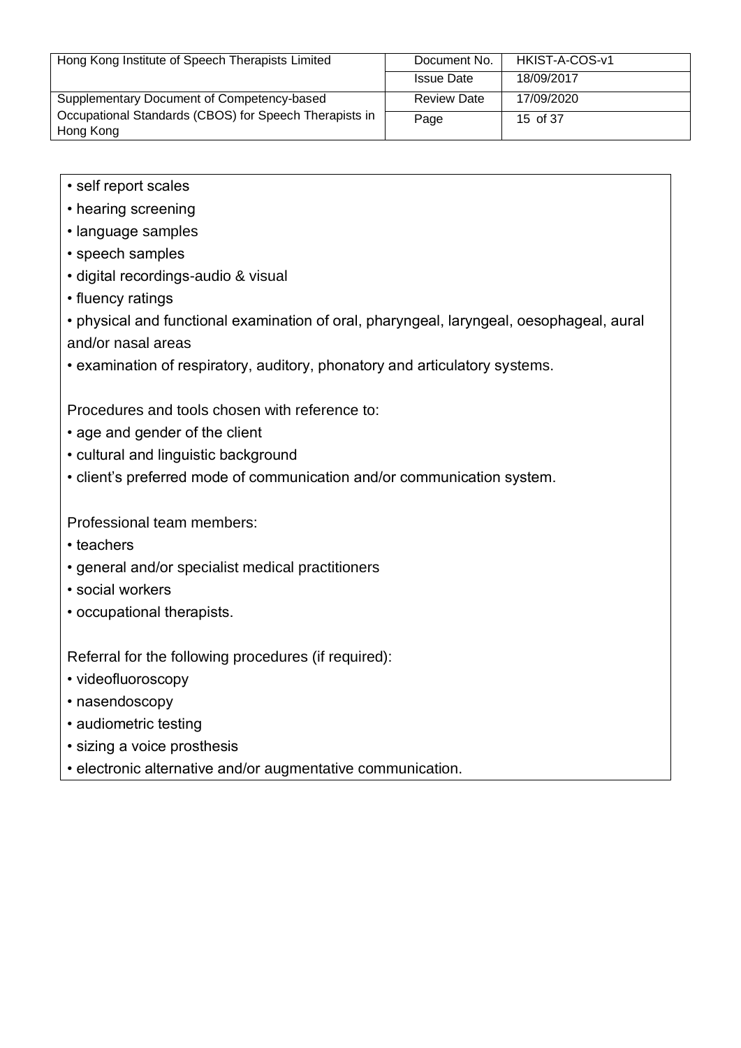- self report scales
- hearing screening
- language samples
- speech samples
- digital recordings-audio & visual
- fluency ratings
- physical and functional examination of oral, pharyngeal, laryngeal, oesophageal, aural and/or nasal areas
- examination of respiratory, auditory, phonatory and articulatory systems.

Procedures and tools chosen with reference to:

- age and gender of the client
- cultural and linguistic background
- client's preferred mode of communication and/or communication system.

Professional team members:

- teachers
- general and/or specialist medical practitioners
- social workers
- occupational therapists.

Referral for the following procedures (if required):

- videofluoroscopy
- nasendoscopy
- audiometric testing
- sizing a voice prosthesis
- electronic alternative and/or augmentative communication.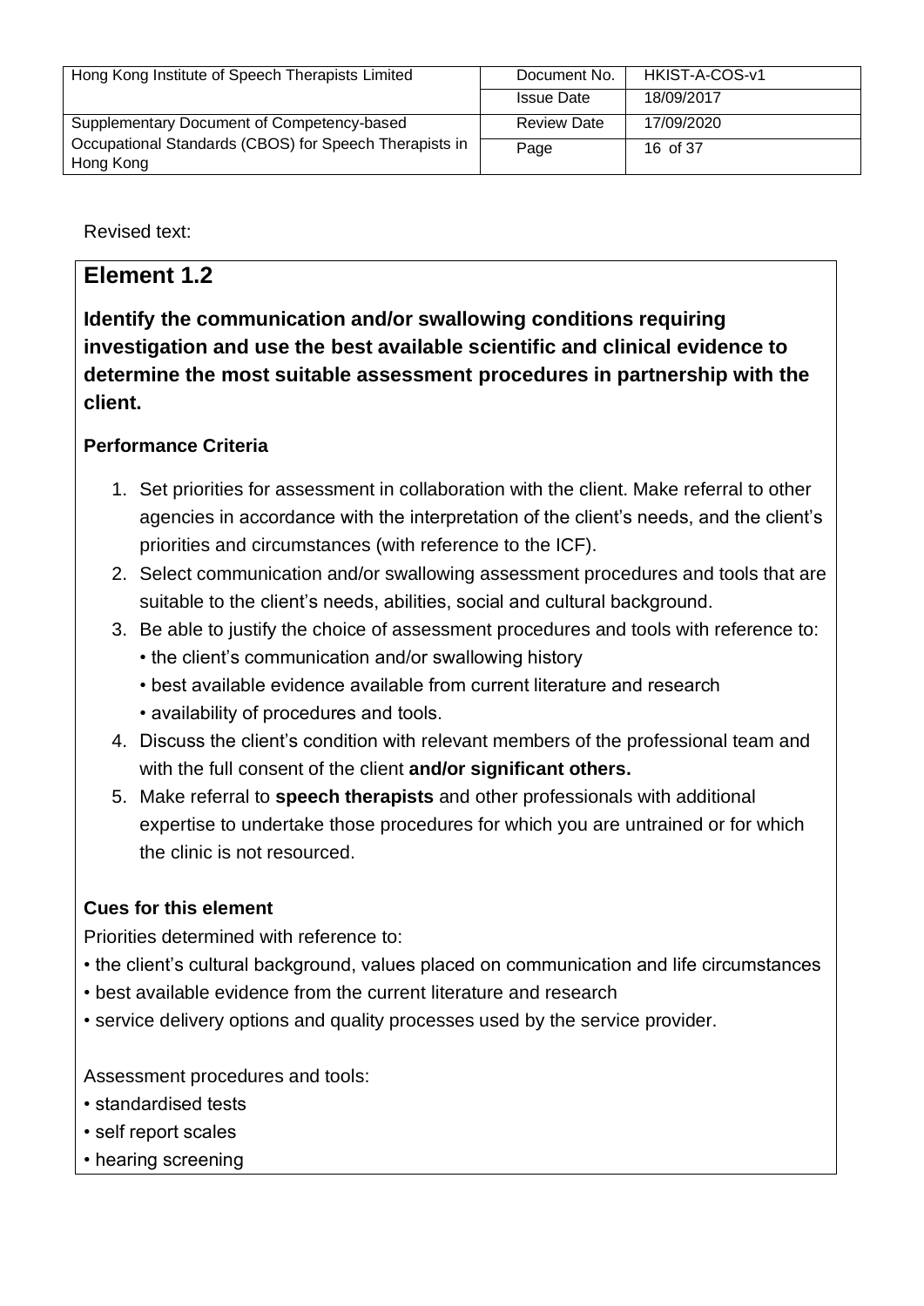Revised text:

## Element 1.2

**Identify the communication and/or swallowing conditions requiring investigation and use the best available scientific and clinical evidence to determine the most suitable assessment procedures in partnership with the client.**

**Performance Criteria**

1. Set priorities for assessment in collaboration with the client. Make referral to other agencies in accordance with the interpretation of the client's needs, and the client's priorities and circumstances (with reference to the ICF).
2. Select communication and/or swallowing assessment procedures and tools that are suitable to the client's needs, abilities, social and cultural background.
3. Be able to justify the choice of assessment procedures and tools with reference to:
   - the client's communication and/or swallowing history
   - best available evidence available from current literature and research
   - availability of procedures and tools.
4. Discuss the client's condition with relevant members of the professional team and with the full consent of the client **and/or significant others.**
5. Make referral to **speech therapists** and other professionals with additional expertise to undertake those procedures for which you are untrained or for which the clinic is not resourced.

**Cues for this element**

Priorities determined with reference to:

- the client's cultural background, values placed on communication and life circumstances
- best available evidence from the current literature and research
- service delivery options and quality processes used by the service provider.

Assessment procedures and tools:

- standardised tests
- self report scales
- hearing screening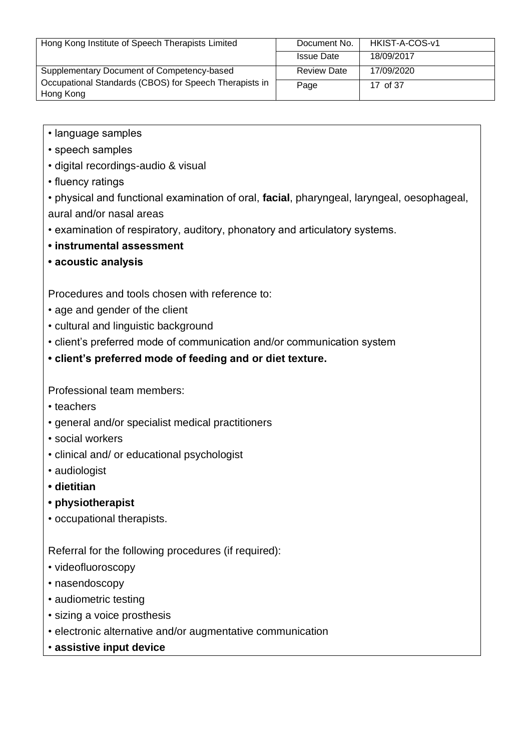- language samples
- speech samples
- digital recordings-audio & visual
- fluency ratings
- physical and functional examination of oral, **facial**, pharyngeal, laryngeal, oesophageal, aural and/or nasal areas
- examination of respiratory, auditory, phonatory and articulatory systems.
- **instrumental assessment**
- **acoustic analysis**

Procedures and tools chosen with reference to:

- age and gender of the client
- cultural and linguistic background
- client's preferred mode of communication and/or communication system
- **client's preferred mode of feeding and or diet texture.**

Professional team members:

- teachers
- general and/or specialist medical practitioners
- social workers
- clinical and/ or educational psychologist
- audiologist
- **dietitian**
- **physiotherapist**
- occupational therapists.

Referral for the following procedures (if required):

- videofluoroscopy
- nasendoscopy
- audiometric testing
- sizing a voice prosthesis
- electronic alternative and/or augmentative communication
- **assistive input device**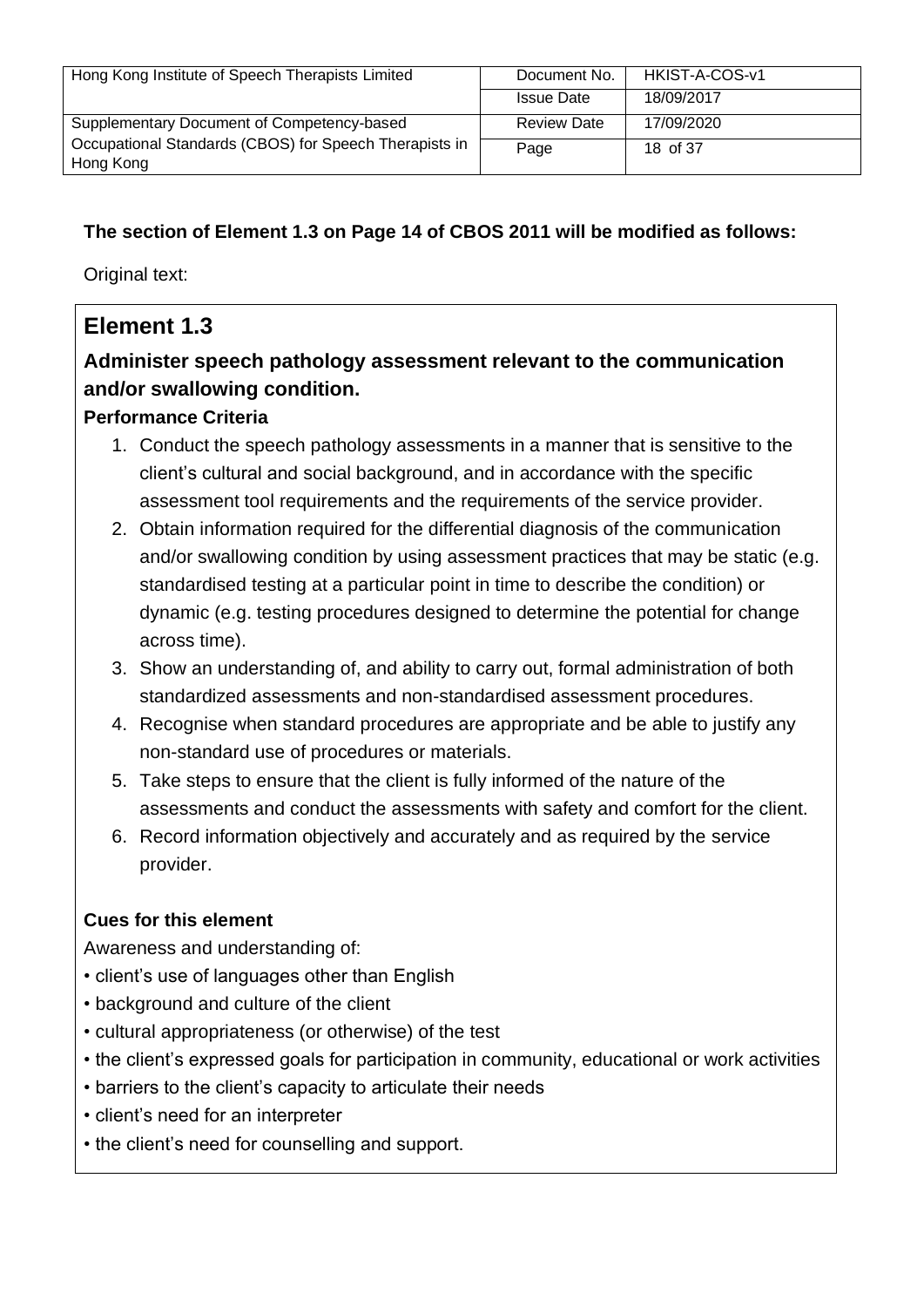**The section of Element 1.3 on Page 14 of CBOS 2011 will be modified as follows:**

Original text:

## Element 1.3

### Administer speech pathology assessment relevant to the communication and/or swallowing condition.

**Performance Criteria**

1. Conduct the speech pathology assessments in a manner that is sensitive to the client's cultural and social background, and in accordance with the specific assessment tool requirements and the requirements of the service provider.
2. Obtain information required for the differential diagnosis of the communication and/or swallowing condition by using assessment practices that may be static (e.g. standardised testing at a particular point in time to describe the condition) or dynamic (e.g. testing procedures designed to determine the potential for change across time).
3. Show an understanding of, and ability to carry out, formal administration of both standardized assessments and non-standardised assessment procedures.
4. Recognise when standard procedures are appropriate and be able to justify any non-standard use of procedures or materials.
5. Take steps to ensure that the client is fully informed of the nature of the assessments and conduct the assessments with safety and comfort for the client.
6. Record information objectively and accurately and as required by the service provider.

**Cues for this element**

Awareness and understanding of:

- client's use of languages other than English
- background and culture of the client
- cultural appropriateness (or otherwise) of the test
- the client's expressed goals for participation in community, educational or work activities
- barriers to the client's capacity to articulate their needs
- client's need for an interpreter
- the client's need for counselling and support.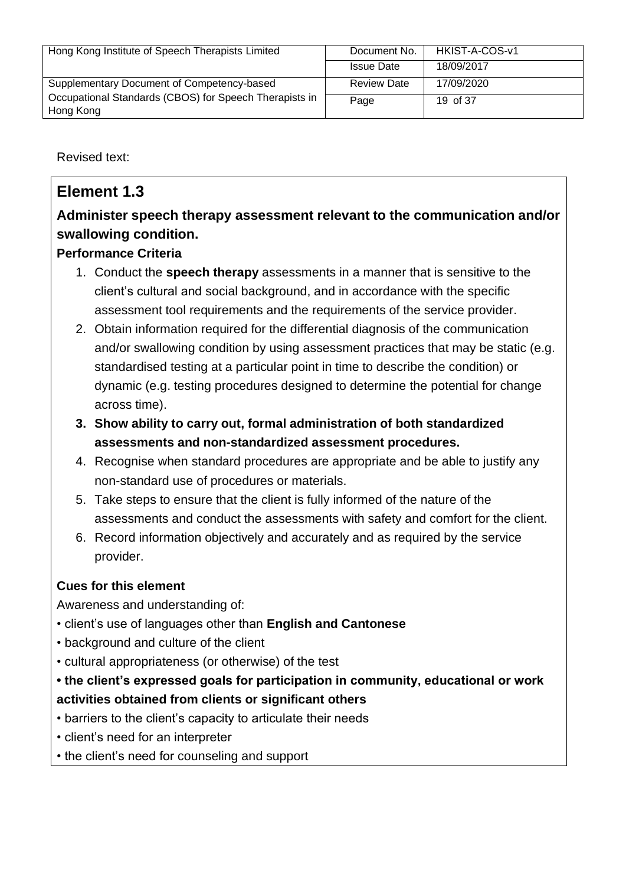Revised text:

## Element 1.3

### Administer speech therapy assessment relevant to the communication and/or swallowing condition.

**Performance Criteria**

1. Conduct the **speech therapy** assessments in a manner that is sensitive to the client's cultural and social background, and in accordance with the specific assessment tool requirements and the requirements of the service provider.
2. Obtain information required for the differential diagnosis of the communication and/or swallowing condition by using assessment practices that may be static (e.g. standardised testing at a particular point in time to describe the condition) or dynamic (e.g. testing procedures designed to determine the potential for change across time).
3. **Show ability to carry out, formal administration of both standardized assessments and non-standardized assessment procedures.**
4. Recognise when standard procedures are appropriate and be able to justify any non-standard use of procedures or materials.
5. Take steps to ensure that the client is fully informed of the nature of the assessments and conduct the assessments with safety and comfort for the client.
6. Record information objectively and accurately and as required by the service provider.

**Cues for this element**

Awareness and understanding of:

- client's use of languages other than **English and Cantonese**
- background and culture of the client
- cultural appropriateness (or otherwise) of the test
- **the client's expressed goals for participation in community, educational or work activities obtained from clients or significant others**
- barriers to the client's capacity to articulate their needs
- client's need for an interpreter
- the client's need for counseling and support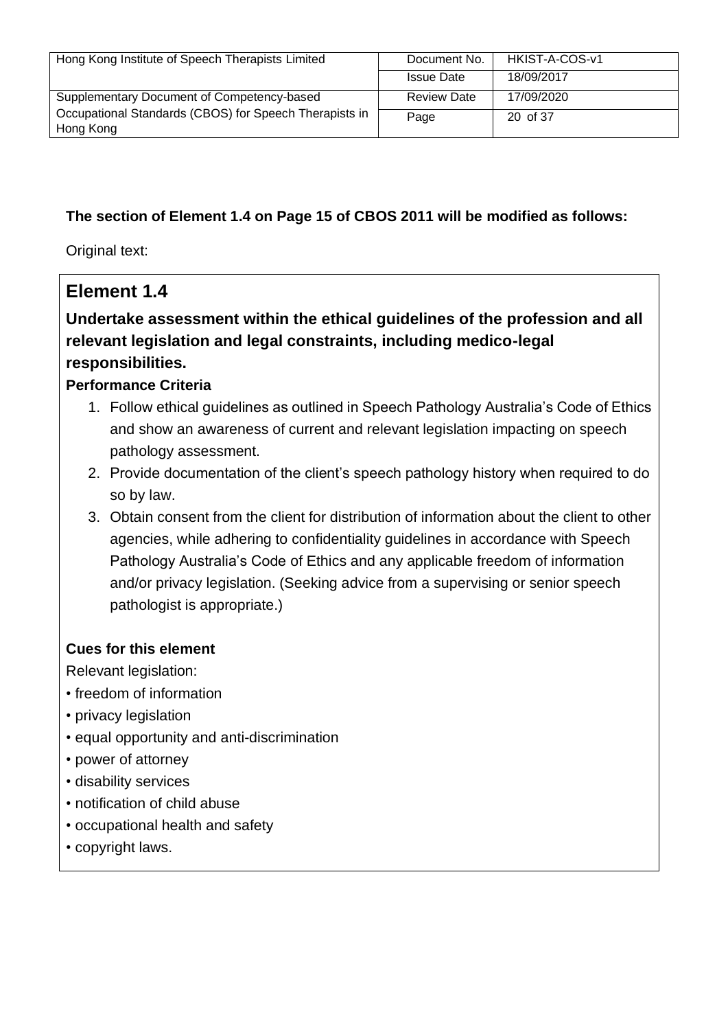**The section of Element 1.4 on Page 15 of CBOS 2011 will be modified as follows:**

Original text:

## Element 1.4

### Undertake assessment within the ethical guidelines of the profession and all relevant legislation and legal constraints, including medico-legal responsibilities.

**Performance Criteria**

1. Follow ethical guidelines as outlined in Speech Pathology Australia's Code of Ethics and show an awareness of current and relevant legislation impacting on speech pathology assessment.
2. Provide documentation of the client's speech pathology history when required to do so by law.
3. Obtain consent from the client for distribution of information about the client to other agencies, while adhering to confidentiality guidelines in accordance with Speech Pathology Australia's Code of Ethics and any applicable freedom of information and/or privacy legislation. (Seeking advice from a supervising or senior speech pathologist is appropriate.)

**Cues for this element**

Relevant legislation:

- freedom of information
- privacy legislation
- equal opportunity and anti-discrimination
- power of attorney
- disability services
- notification of child abuse
- occupational health and safety
- copyright laws.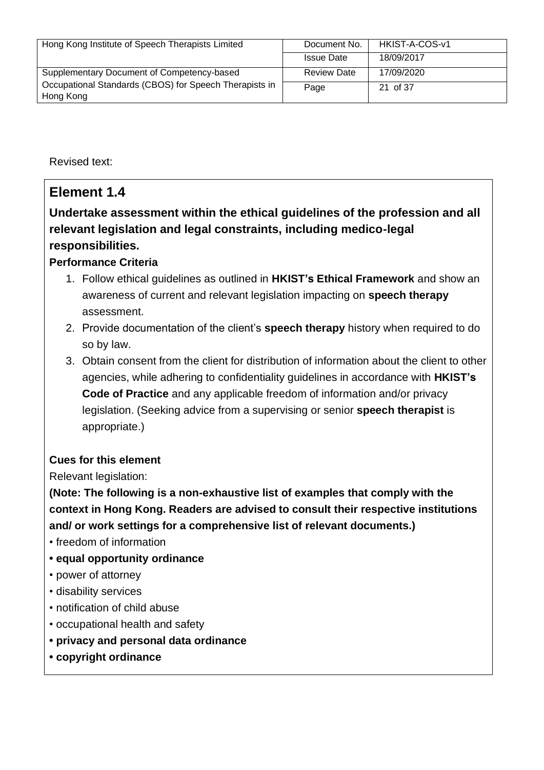Revised text:

## Element 1.4

### Undertake assessment within the ethical guidelines of the profession and all relevant legislation and legal constraints, including medico-legal responsibilities.

**Performance Criteria**

1. Follow ethical guidelines as outlined in **HKIST's Ethical Framework** and show an awareness of current and relevant legislation impacting on **speech therapy** assessment.
2. Provide documentation of the client's **speech therapy** history when required to do so by law.
3. Obtain consent from the client for distribution of information about the client to other agencies, while adhering to confidentiality guidelines in accordance with **HKIST's Code of Practice** and any applicable freedom of information and/or privacy legislation. (Seeking advice from a supervising or senior **speech therapist** is appropriate.)

**Cues for this element**

Relevant legislation:

**(Note: The following is a non-exhaustive list of examples that comply with the context in Hong Kong. Readers are advised to consult their respective institutions and/ or work settings for a comprehensive list of relevant documents.)**

- freedom of information
- **equal opportunity ordinance**
- power of attorney
- disability services
- notification of child abuse
- occupational health and safety
- **privacy and personal data ordinance**
- **copyright ordinance**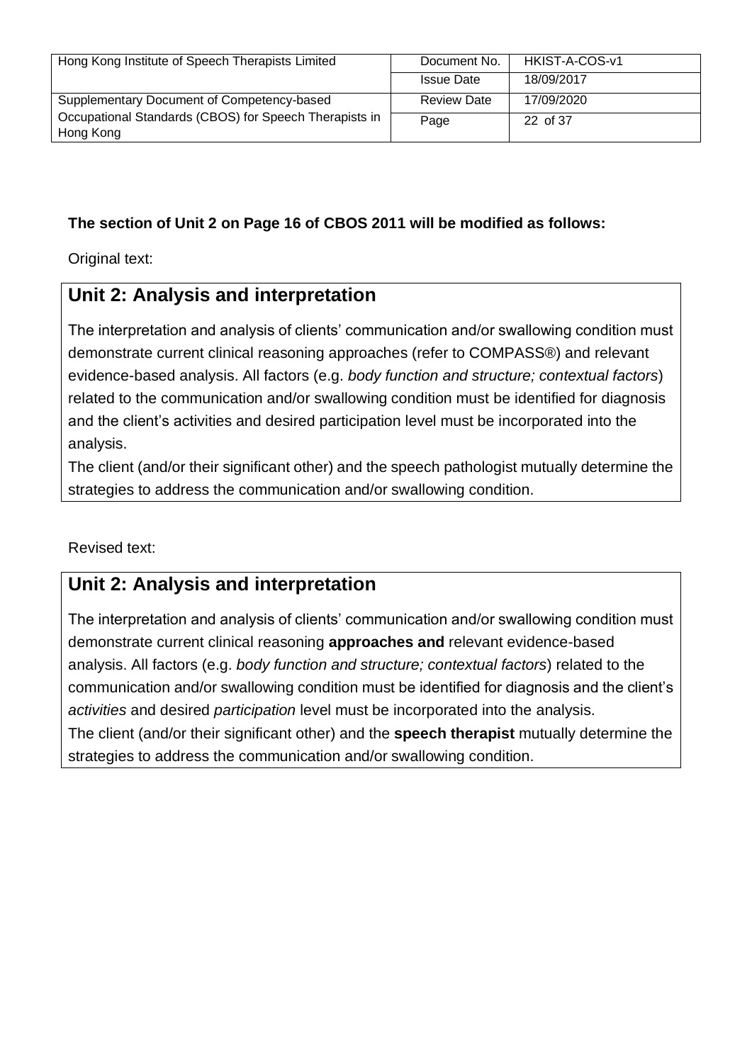**The section of Unit 2 on Page 16 of CBOS 2011 will be modified as follows:**

Original text:

## Unit 2: Analysis and interpretation

The interpretation and analysis of clients' communication and/or swallowing condition must demonstrate current clinical reasoning approaches (refer to COMPASS®) and relevant evidence-based analysis. All factors (e.g. *body function and structure; contextual factors*) related to the communication and/or swallowing condition must be identified for diagnosis and the client's activities and desired participation level must be incorporated into the analysis.

The client (and/or their significant other) and the speech pathologist mutually determine the strategies to address the communication and/or swallowing condition.

Revised text:

## Unit 2: Analysis and interpretation

The interpretation and analysis of clients' communication and/or swallowing condition must demonstrate current clinical reasoning **approaches and** relevant evidence-based analysis. All factors (e.g. *body function and structure; contextual factors*) related to the communication and/or swallowing condition must be identified for diagnosis and the client's *activities* and desired *participation* level must be incorporated into the analysis.

The client (and/or their significant other) and the **speech therapist** mutually determine the strategies to address the communication and/or swallowing condition.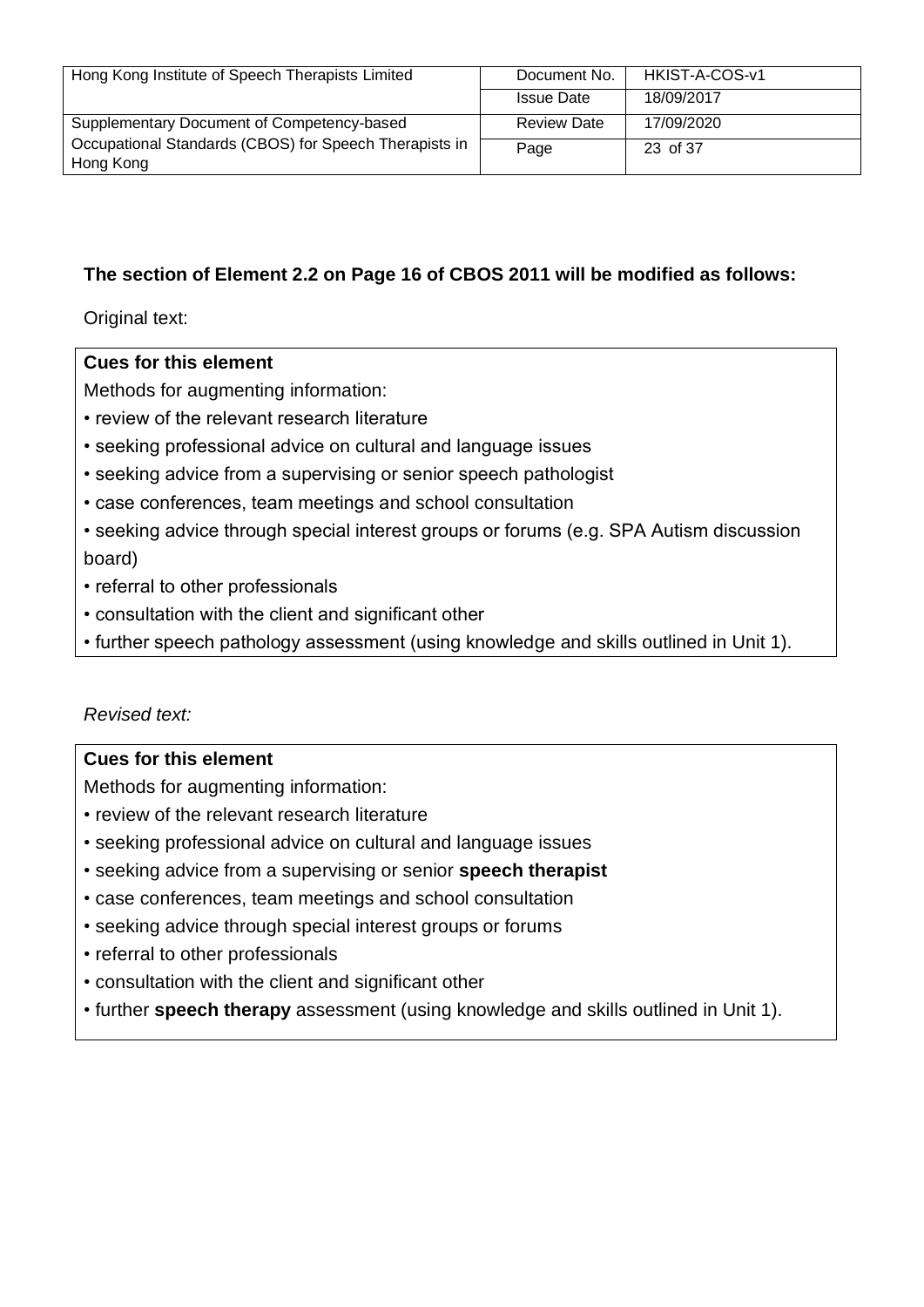**The section of Element 2.2 on Page 16 of CBOS 2011 will be modified as follows:**

Original text:

**Cues for this element**

Methods for augmenting information:

- review of the relevant research literature
- seeking professional advice on cultural and language issues
- seeking advice from a supervising or senior speech pathologist
- case conferences, team meetings and school consultation
- seeking advice through special interest groups or forums (e.g. SPA Autism discussion board)
- referral to other professionals
- consultation with the client and significant other
- further speech pathology assessment (using knowledge and skills outlined in Unit 1).

*Revised text:*

**Cues for this element**

Methods for augmenting information:

- review of the relevant research literature
- seeking professional advice on cultural and language issues
- seeking advice from a supervising or senior **speech therapist**
- case conferences, team meetings and school consultation
- seeking advice through special interest groups or forums
- referral to other professionals
- consultation with the client and significant other
- further **speech therapy** assessment (using knowledge and skills outlined in Unit 1).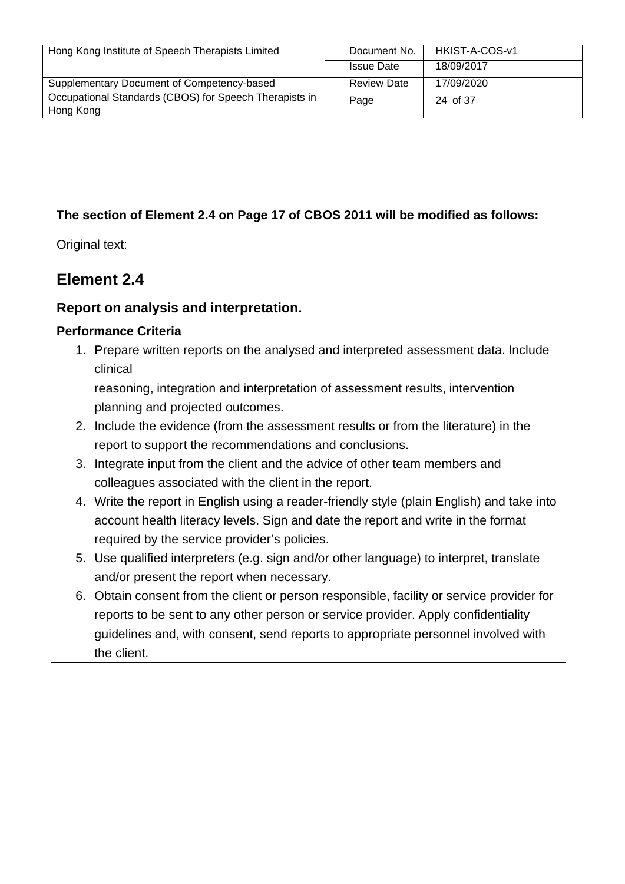**The section of Element 2.4 on Page 17 of CBOS 2011 will be modified as follows:**

Original text:

## Element 2.4

### Report on analysis and interpretation.

**Performance Criteria**

1. Prepare written reports on the analysed and interpreted assessment data. Include clinical reasoning, integration and interpretation of assessment results, intervention planning and projected outcomes.
2. Include the evidence (from the assessment results or from the literature) in the report to support the recommendations and conclusions.
3. Integrate input from the client and the advice of other team members and colleagues associated with the client in the report.
4. Write the report in English using a reader-friendly style (plain English) and take into account health literacy levels. Sign and date the report and write in the format required by the service provider's policies.
5. Use qualified interpreters (e.g. sign and/or other language) to interpret, translate and/or present the report when necessary.
6. Obtain consent from the client or person responsible, facility or service provider for reports to be sent to any other person or service provider. Apply confidentiality guidelines and, with consent, send reports to appropriate personnel involved with the client.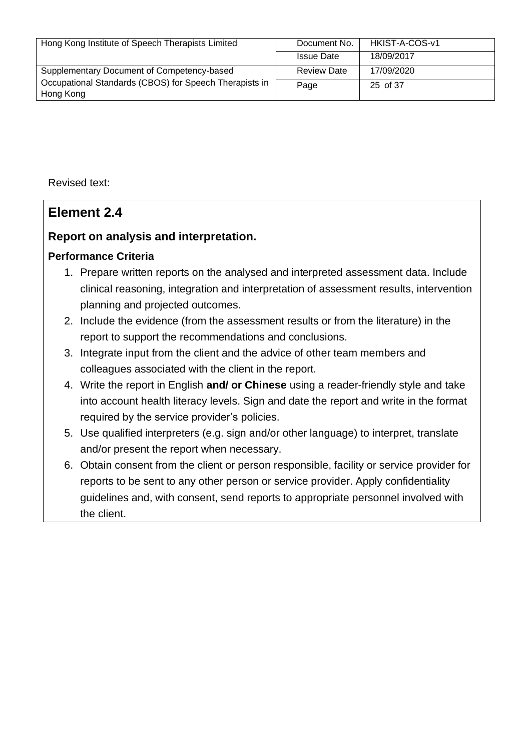Revised text:

## Element 2.4

### Report on analysis and interpretation.

**Performance Criteria**

1. Prepare written reports on the analysed and interpreted assessment data. Include clinical reasoning, integration and interpretation of assessment results, intervention planning and projected outcomes.
2. Include the evidence (from the assessment results or from the literature) in the report to support the recommendations and conclusions.
3. Integrate input from the client and the advice of other team members and colleagues associated with the client in the report.
4. Write the report in English **and/ or Chinese** using a reader-friendly style and take into account health literacy levels. Sign and date the report and write in the format required by the service provider's policies.
5. Use qualified interpreters (e.g. sign and/or other language) to interpret, translate and/or present the report when necessary.
6. Obtain consent from the client or person responsible, facility or service provider for reports to be sent to any other person or service provider. Apply confidentiality guidelines and, with consent, send reports to appropriate personnel involved with the client.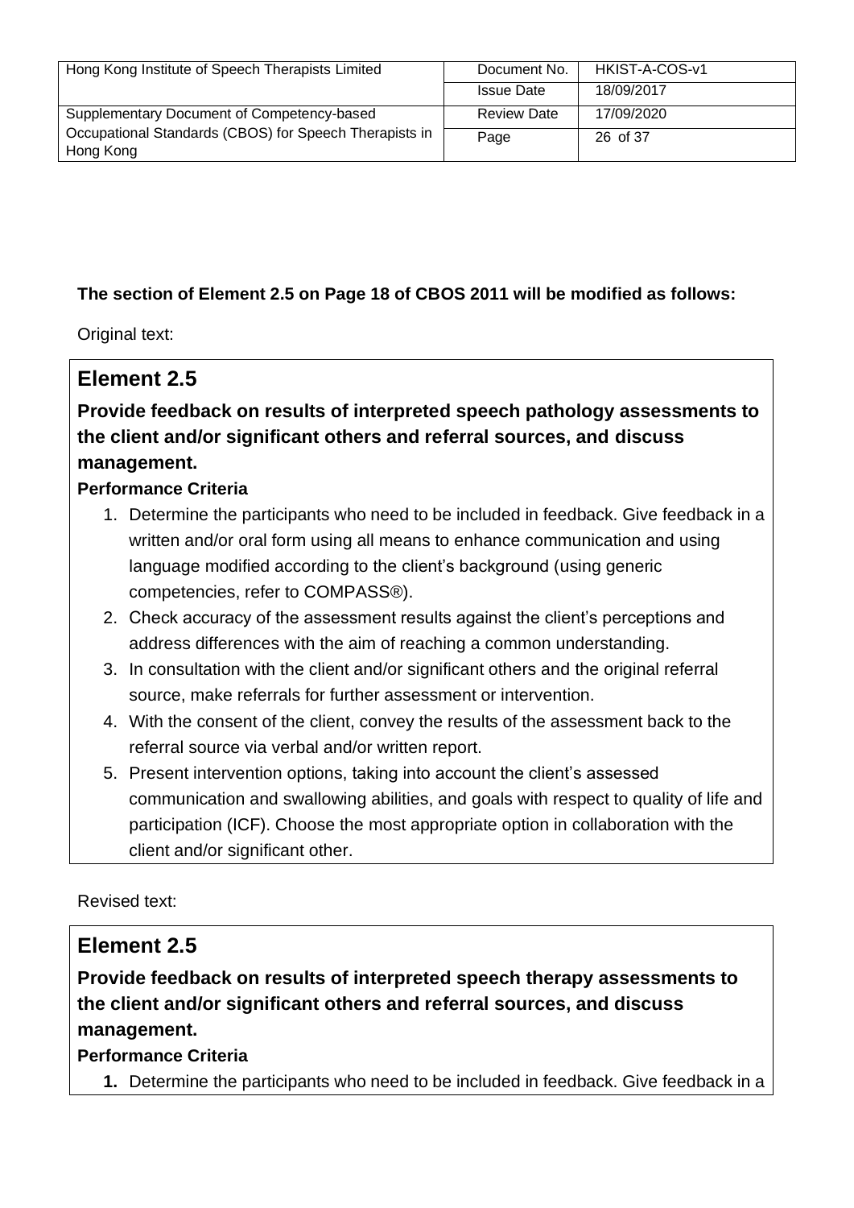**The section of Element 2.5 on Page 18 of CBOS 2011 will be modified as follows:**

Original text:

## Element 2.5

### Provide feedback on results of interpreted speech pathology assessments to the client and/or significant others and referral sources, and discuss management.

**Performance Criteria**

1. Determine the participants who need to be included in feedback. Give feedback in a written and/or oral form using all means to enhance communication and using language modified according to the client's background (using generic competencies, refer to COMPASS®).
2. Check accuracy of the assessment results against the client's perceptions and address differences with the aim of reaching a common understanding.
3. In consultation with the client and/or significant others and the original referral source, make referrals for further assessment or intervention.
4. With the consent of the client, convey the results of the assessment back to the referral source via verbal and/or written report.
5. Present intervention options, taking into account the client's assessed communication and swallowing abilities, and goals with respect to quality of life and participation (ICF). Choose the most appropriate option in collaboration with the client and/or significant other.

Revised text:

## Element 2.5

### Provide feedback on results of interpreted speech therapy assessments to the client and/or significant others and referral sources, and discuss management.

**Performance Criteria**

1. Determine the participants who need to be included in feedback. Give feedback in a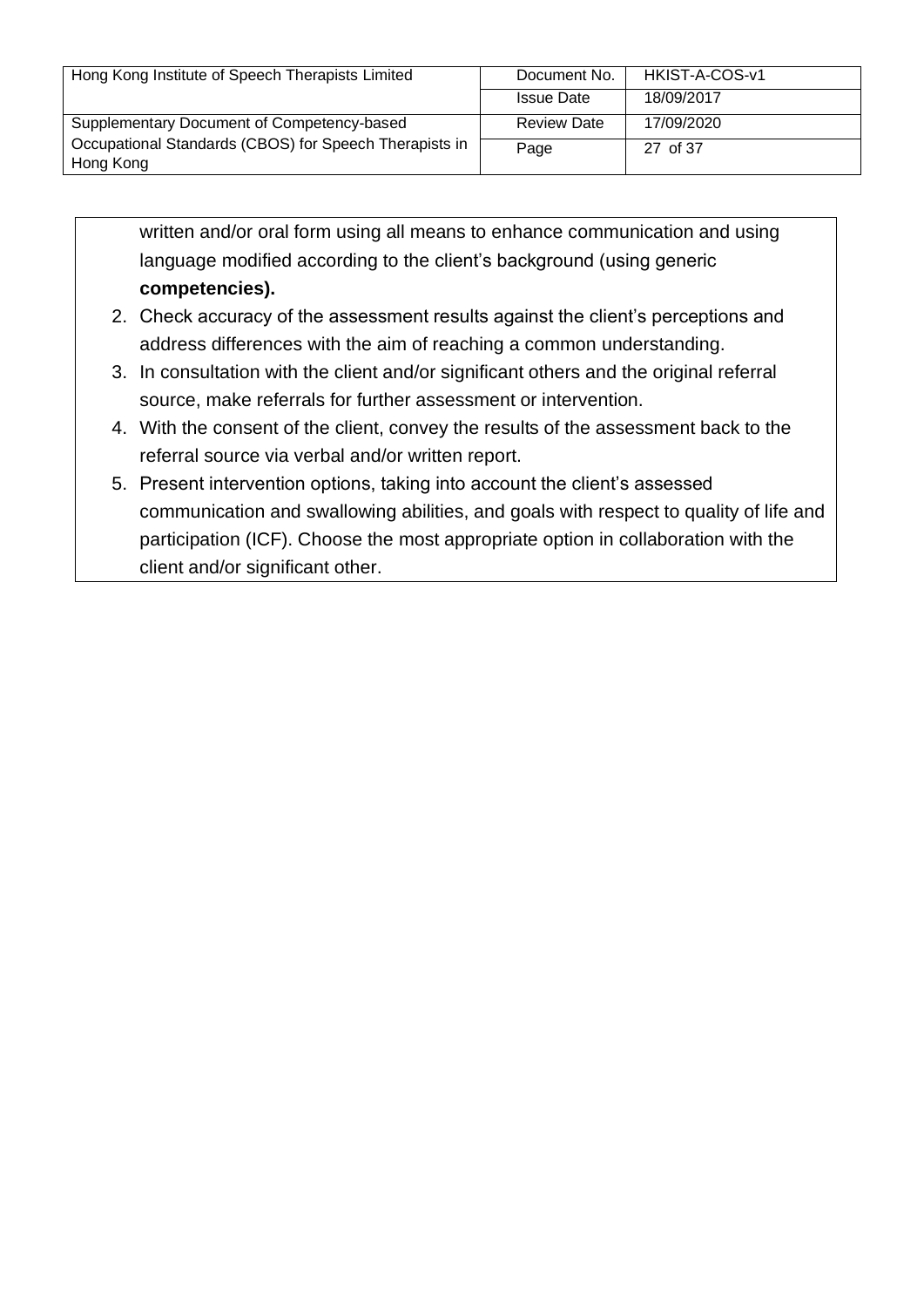written and/or oral form using all means to enhance communication and using language modified according to the client's background (using generic **competencies).**

2. Check accuracy of the assessment results against the client's perceptions and address differences with the aim of reaching a common understanding.
3. In consultation with the client and/or significant others and the original referral source, make referrals for further assessment or intervention.
4. With the consent of the client, convey the results of the assessment back to the referral source via verbal and/or written report.
5. Present intervention options, taking into account the client's assessed communication and swallowing abilities, and goals with respect to quality of life and participation (ICF). Choose the most appropriate option in collaboration with the client and/or significant other.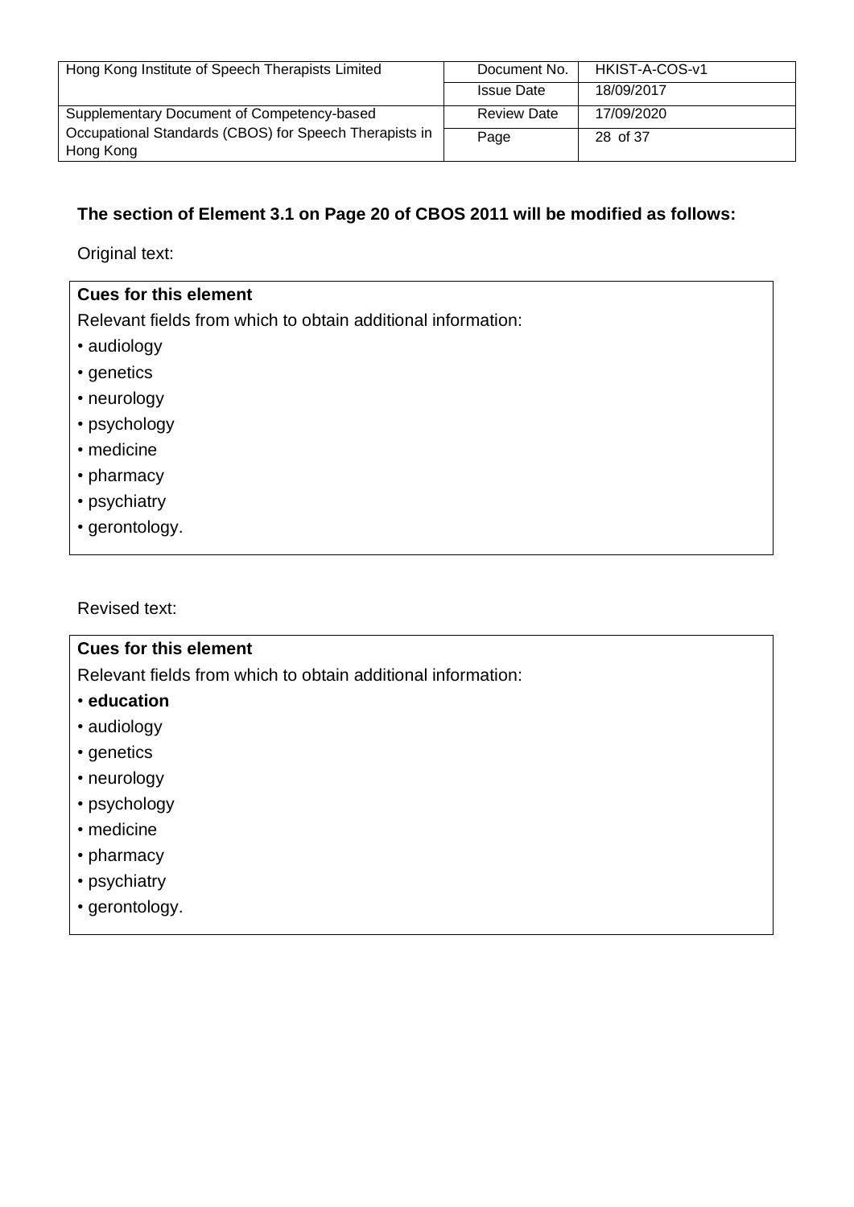**The section of Element 3.1 on Page 20 of CBOS 2011 will be modified as follows:**

Original text:

| **Cues for this element** |
| --- |
| Relevant fields from which to obtain additional information:<br>• audiology<br>• genetics<br>• neurology<br>• psychology<br>• medicine<br>• pharmacy<br>• psychiatry<br>• gerontology. |

Revised text:

| **Cues for this element** |
| --- |
| Relevant fields from which to obtain additional information:<br>• **education**<br>• audiology<br>• genetics<br>• neurology<br>• psychology<br>• medicine<br>• pharmacy<br>• psychiatry<br>• gerontology. |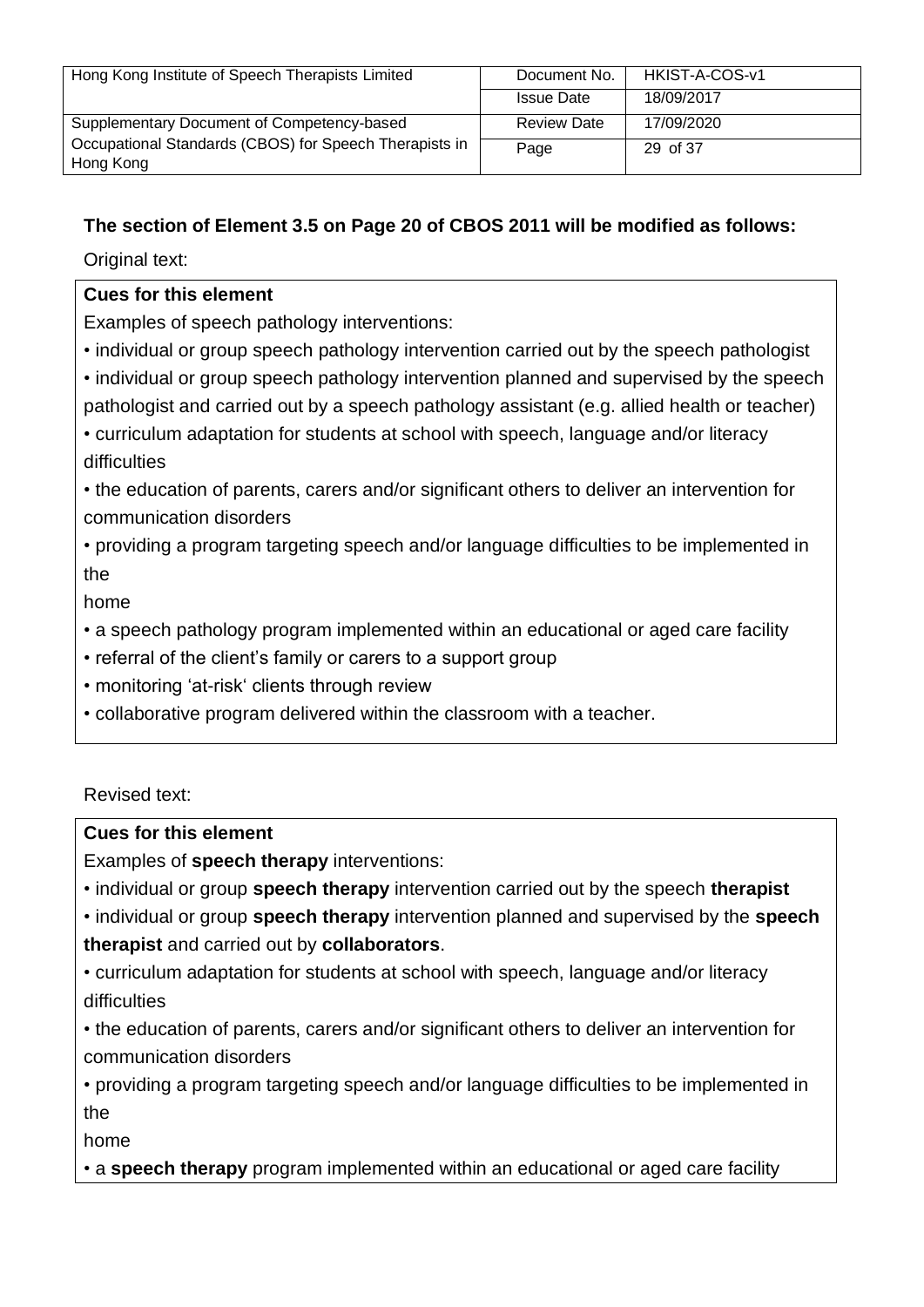**The section of Element 3.5 on Page 20 of CBOS 2011 will be modified as follows:**

Original text:

**Cues for this element**

Examples of speech pathology interventions:

- individual or group speech pathology intervention carried out by the speech pathologist
- individual or group speech pathology intervention planned and supervised by the speech pathologist and carried out by a speech pathology assistant (e.g. allied health or teacher)
- curriculum adaptation for students at school with speech, language and/or literacy difficulties
- the education of parents, carers and/or significant others to deliver an intervention for communication disorders
- providing a program targeting speech and/or language difficulties to be implemented in the home
- a speech pathology program implemented within an educational or aged care facility
- referral of the client's family or carers to a support group
- monitoring 'at-risk' clients through review
- collaborative program delivered within the classroom with a teacher.

Revised text:

**Cues for this element**

Examples of **speech therapy** interventions:

- individual or group **speech therapy** intervention carried out by the speech **therapist**
- individual or group **speech therapy** intervention planned and supervised by the **speech therapist** and carried out by **collaborators**.
- curriculum adaptation for students at school with speech, language and/or literacy difficulties
- the education of parents, carers and/or significant others to deliver an intervention for communication disorders
- providing a program targeting speech and/or language difficulties to be implemented in the home
- a **speech therapy** program implemented within an educational or aged care facility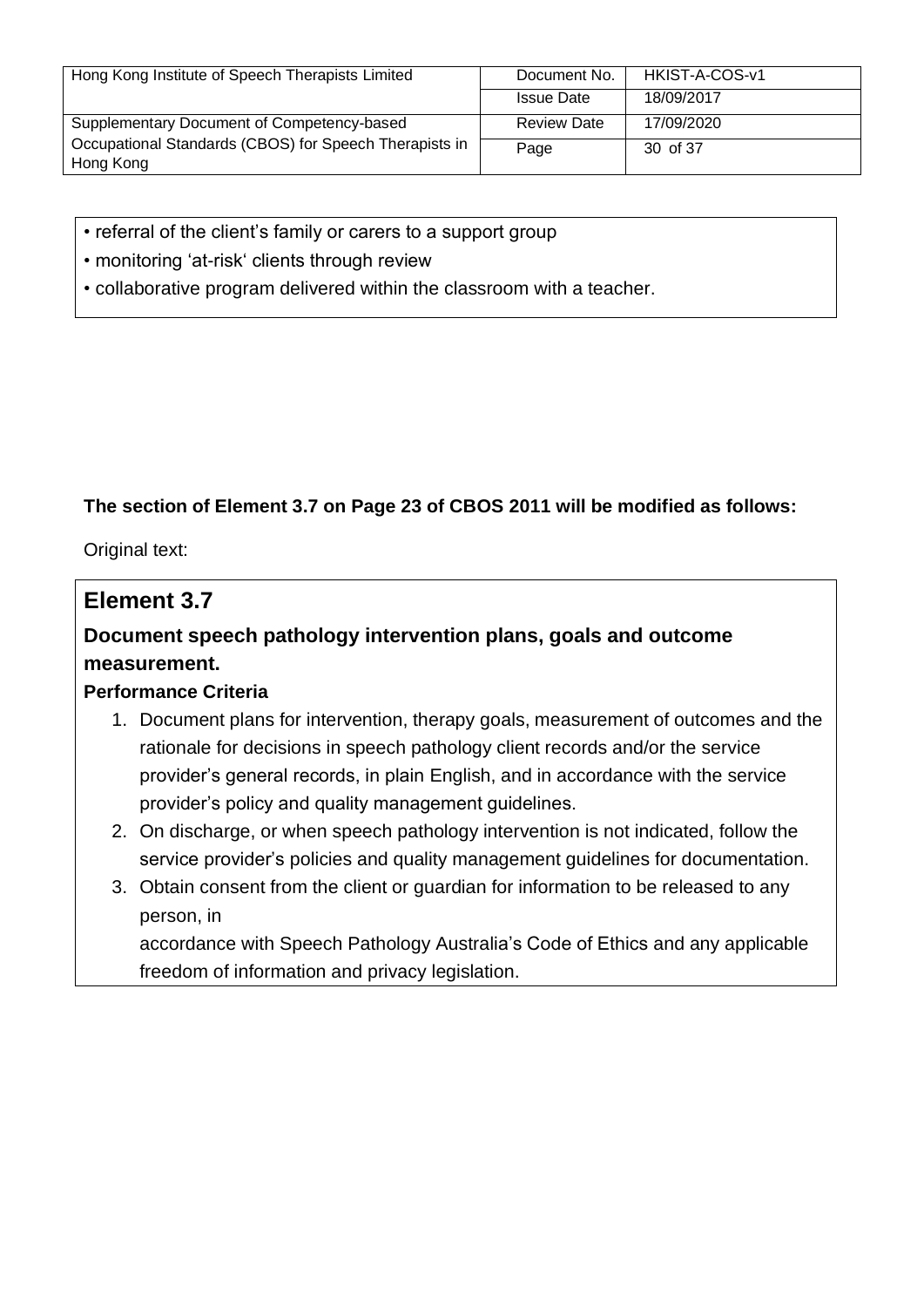- referral of the client's family or carers to a support group
- monitoring 'at-risk' clients through review
- collaborative program delivered within the classroom with a teacher.

**The section of Element 3.7 on Page 23 of CBOS 2011 will be modified as follows:**

Original text:

## Element 3.7

### Document speech pathology intervention plans, goals and outcome measurement.

**Performance Criteria**

1. Document plans for intervention, therapy goals, measurement of outcomes and the rationale for decisions in speech pathology client records and/or the service provider's general records, in plain English, and in accordance with the service provider's policy and quality management guidelines.
2. On discharge, or when speech pathology intervention is not indicated, follow the service provider's policies and quality management guidelines for documentation.
3. Obtain consent from the client or guardian for information to be released to any person, in
   accordance with Speech Pathology Australia's Code of Ethics and any applicable freedom of information and privacy legislation.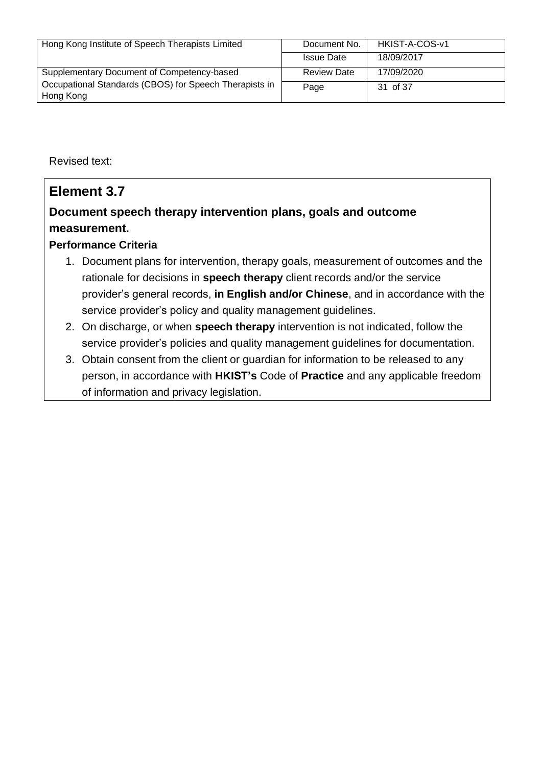Revised text:

## Element 3.7

### Document speech therapy intervention plans, goals and outcome measurement.

**Performance Criteria**

1. Document plans for intervention, therapy goals, measurement of outcomes and the rationale for decisions in **speech therapy** client records and/or the service provider's general records, **in English and/or Chinese**, and in accordance with the service provider's policy and quality management guidelines.
2. On discharge, or when **speech therapy** intervention is not indicated, follow the service provider's policies and quality management guidelines for documentation.
3. Obtain consent from the client or guardian for information to be released to any person, in accordance with **HKIST's** Code of **Practice** and any applicable freedom of information and privacy legislation.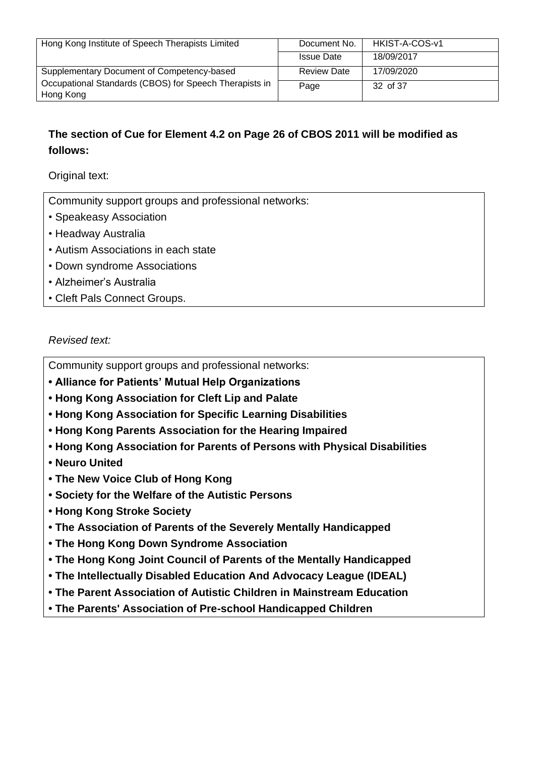**The section of Cue for Element 4.2 on Page 26 of CBOS 2011 will be modified as follows:**

Original text:

Community support groups and professional networks:

- Speakeasy Association
- Headway Australia
- Autism Associations in each state
- Down syndrome Associations
- Alzheimer's Australia
- Cleft Pals Connect Groups.

*Revised text:*

Community support groups and professional networks:

- **Alliance for Patients' Mutual Help Organizations**
- **Hong Kong Association for Cleft Lip and Palate**
- **Hong Kong Association for Specific Learning Disabilities**
- **Hong Kong Parents Association for the Hearing Impaired**
- **Hong Kong Association for Parents of Persons with Physical Disabilities**
- **Neuro United**
- **The New Voice Club of Hong Kong**
- **Society for the Welfare of the Autistic Persons**
- **Hong Kong Stroke Society**
- **The Association of Parents of the Severely Mentally Handicapped**
- **The Hong Kong Down Syndrome Association**
- **The Hong Kong Joint Council of Parents of the Mentally Handicapped**
- **The Intellectually Disabled Education And Advocacy League (IDEAL)**
- **The Parent Association of Autistic Children in Mainstream Education**
- **The Parents' Association of Pre-school Handicapped Children**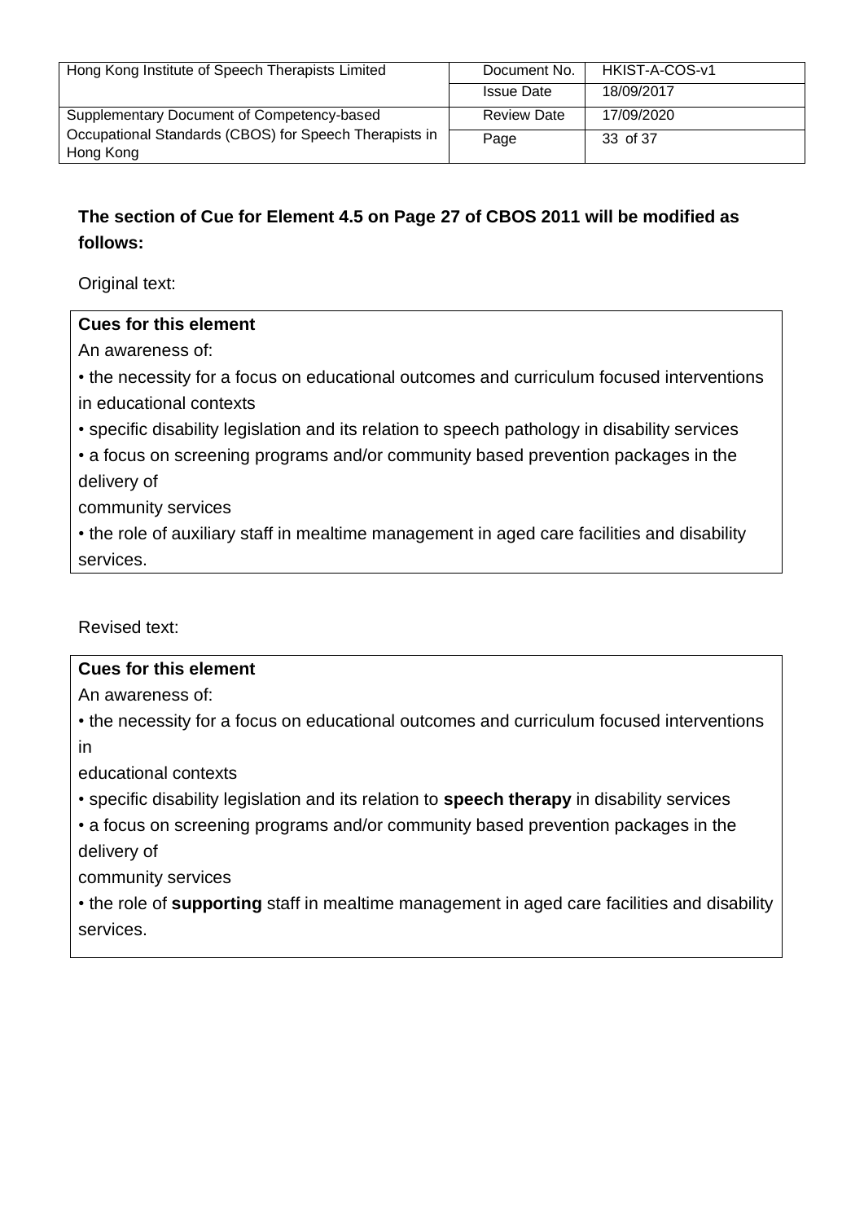**The section of Cue for Element 4.5 on Page 27 of CBOS 2011 will be modified as follows:**

Original text:

**Cues for this element**

An awareness of:

- the necessity for a focus on educational outcomes and curriculum focused interventions in educational contexts
- specific disability legislation and its relation to speech pathology in disability services
- a focus on screening programs and/or community based prevention packages in the delivery of community services
- the role of auxiliary staff in mealtime management in aged care facilities and disability services.

Revised text:

**Cues for this element**

An awareness of:

- the necessity for a focus on educational outcomes and curriculum focused interventions in educational contexts
- specific disability legislation and its relation to **speech therapy** in disability services
- a focus on screening programs and/or community based prevention packages in the delivery of community services
- the role of **supporting** staff in mealtime management in aged care facilities and disability services.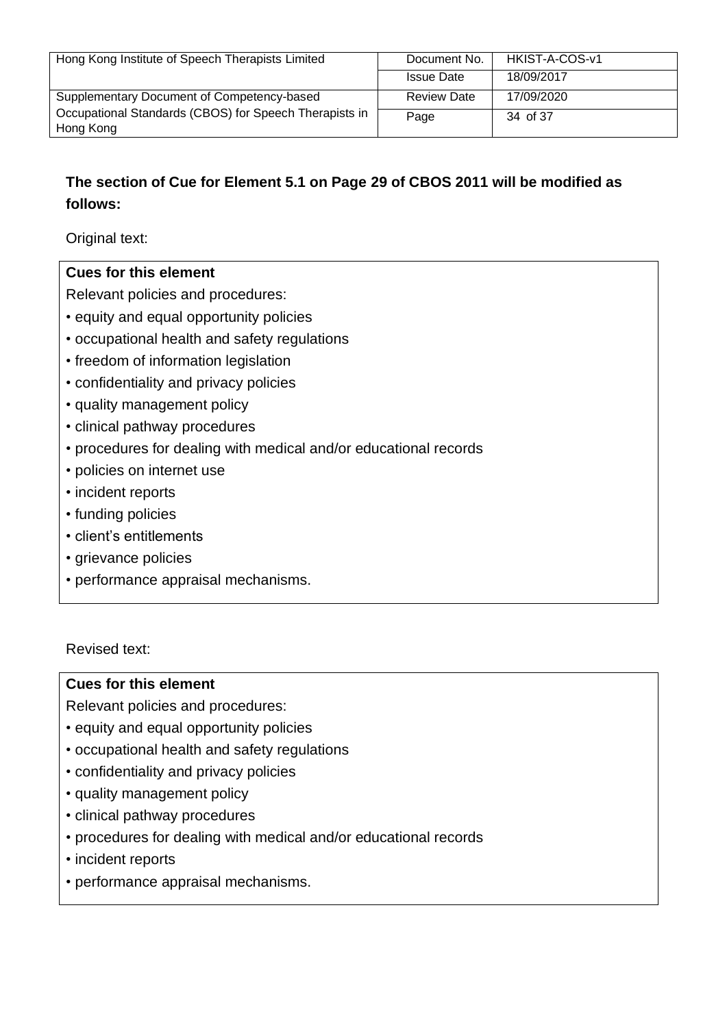**The section of Cue for Element 5.1 on Page 29 of CBOS 2011 will be modified as follows:**

Original text:

**Cues for this element**

Relevant policies and procedures:

- equity and equal opportunity policies
- occupational health and safety regulations
- freedom of information legislation
- confidentiality and privacy policies
- quality management policy
- clinical pathway procedures
- procedures for dealing with medical and/or educational records
- policies on internet use
- incident reports
- funding policies
- client's entitlements
- grievance policies
- performance appraisal mechanisms.

Revised text:

**Cues for this element**

Relevant policies and procedures:

- equity and equal opportunity policies
- occupational health and safety regulations
- confidentiality and privacy policies
- quality management policy
- clinical pathway procedures
- procedures for dealing with medical and/or educational records
- incident reports
- performance appraisal mechanisms.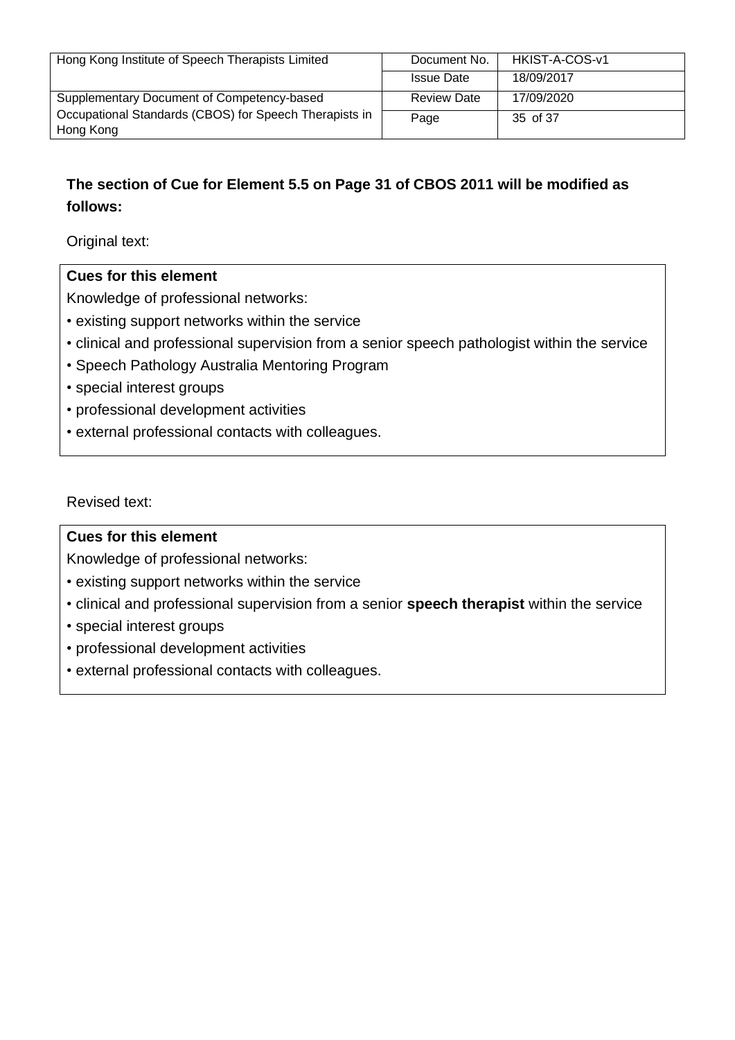**The section of Cue for Element 5.5 on Page 31 of CBOS 2011 will be modified as follows:**

Original text:

**Cues for this element**

Knowledge of professional networks:

- existing support networks within the service
- clinical and professional supervision from a senior speech pathologist within the service
- Speech Pathology Australia Mentoring Program
- special interest groups
- professional development activities
- external professional contacts with colleagues.

Revised text:

**Cues for this element**

Knowledge of professional networks:

- existing support networks within the service
- clinical and professional supervision from a senior **speech therapist** within the service
- special interest groups
- professional development activities
- external professional contacts with colleagues.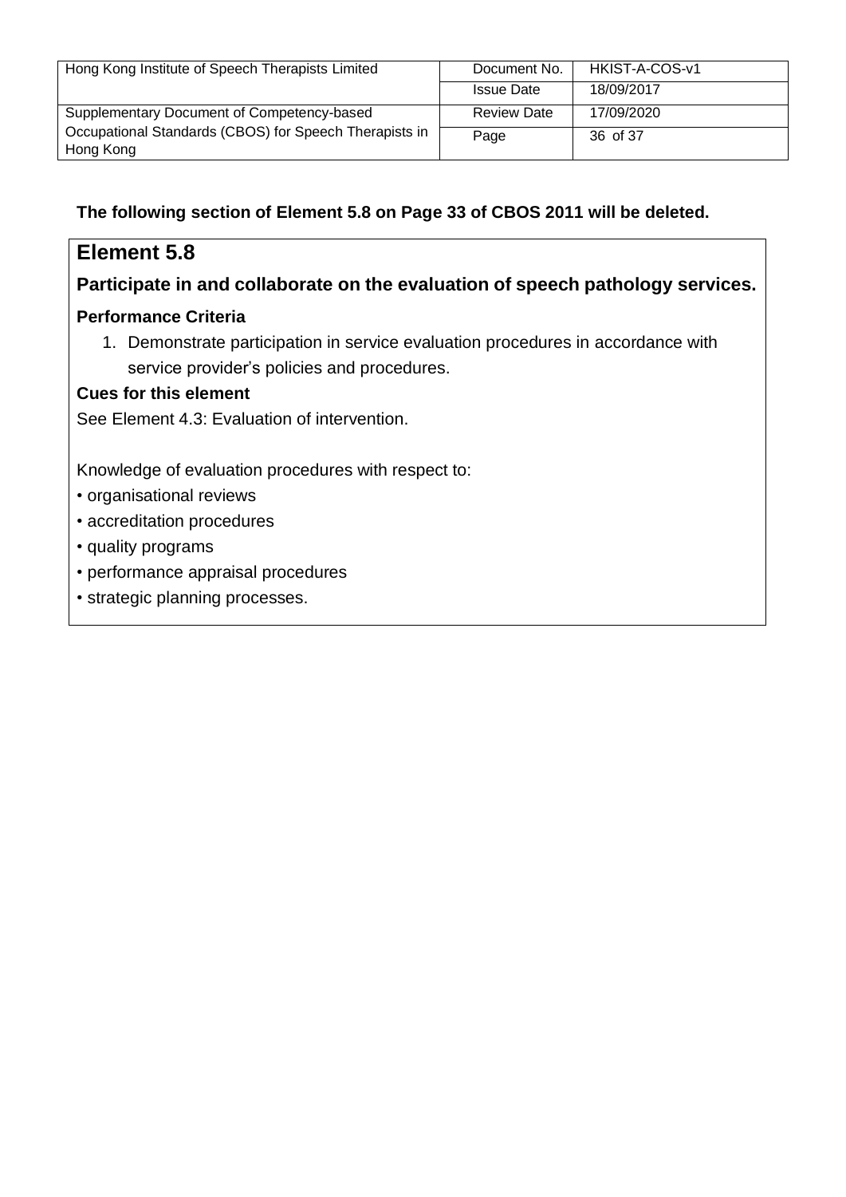**The following section of Element 5.8 on Page 33 of CBOS 2011 will be deleted.**

## Element 5.8

### Participate in and collaborate on the evaluation of speech pathology services.

**Performance Criteria**

1. Demonstrate participation in service evaluation procedures in accordance with service provider's policies and procedures.

**Cues for this element**

See Element 4.3: Evaluation of intervention.

Knowledge of evaluation procedures with respect to:

- organisational reviews
- accreditation procedures
- quality programs
- performance appraisal procedures
- strategic planning processes.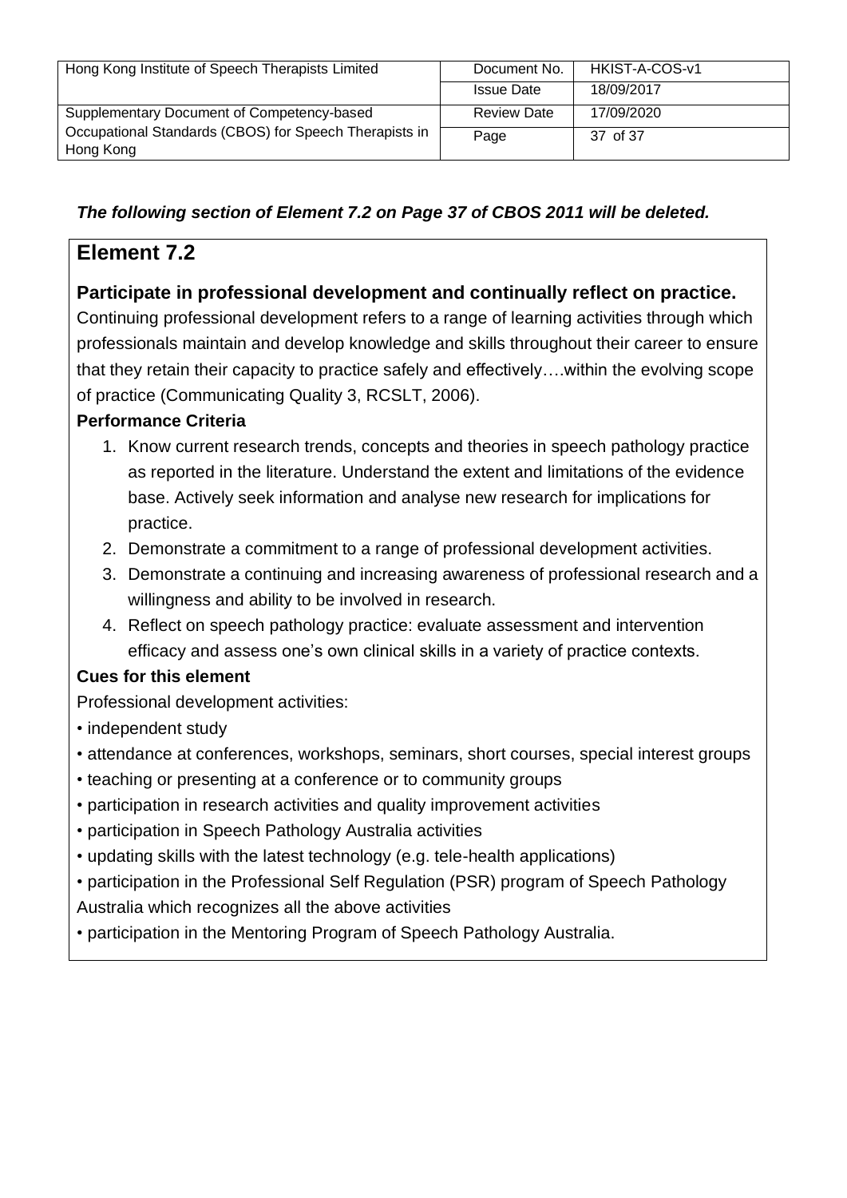***The following section of Element 7.2 on Page 37 of CBOS 2011 will be deleted.***

## Element 7.2

### Participate in professional development and continually reflect on practice.

Continuing professional development refers to a range of learning activities through which professionals maintain and develop knowledge and skills throughout their career to ensure that they retain their capacity to practice safely and effectively….within the evolving scope of practice (Communicating Quality 3, RCSLT, 2006).

**Performance Criteria**

1. Know current research trends, concepts and theories in speech pathology practice as reported in the literature. Understand the extent and limitations of the evidence base. Actively seek information and analyse new research for implications for practice.
2. Demonstrate a commitment to a range of professional development activities.
3. Demonstrate a continuing and increasing awareness of professional research and a willingness and ability to be involved in research.
4. Reflect on speech pathology practice: evaluate assessment and intervention efficacy and assess one's own clinical skills in a variety of practice contexts.

**Cues for this element**

Professional development activities:

- independent study
- attendance at conferences, workshops, seminars, short courses, special interest groups
- teaching or presenting at a conference or to community groups
- participation in research activities and quality improvement activities
- participation in Speech Pathology Australia activities
- updating skills with the latest technology (e.g. tele-health applications)
- participation in the Professional Self Regulation (PSR) program of Speech Pathology Australia which recognizes all the above activities
- participation in the Mentoring Program of Speech Pathology Australia.